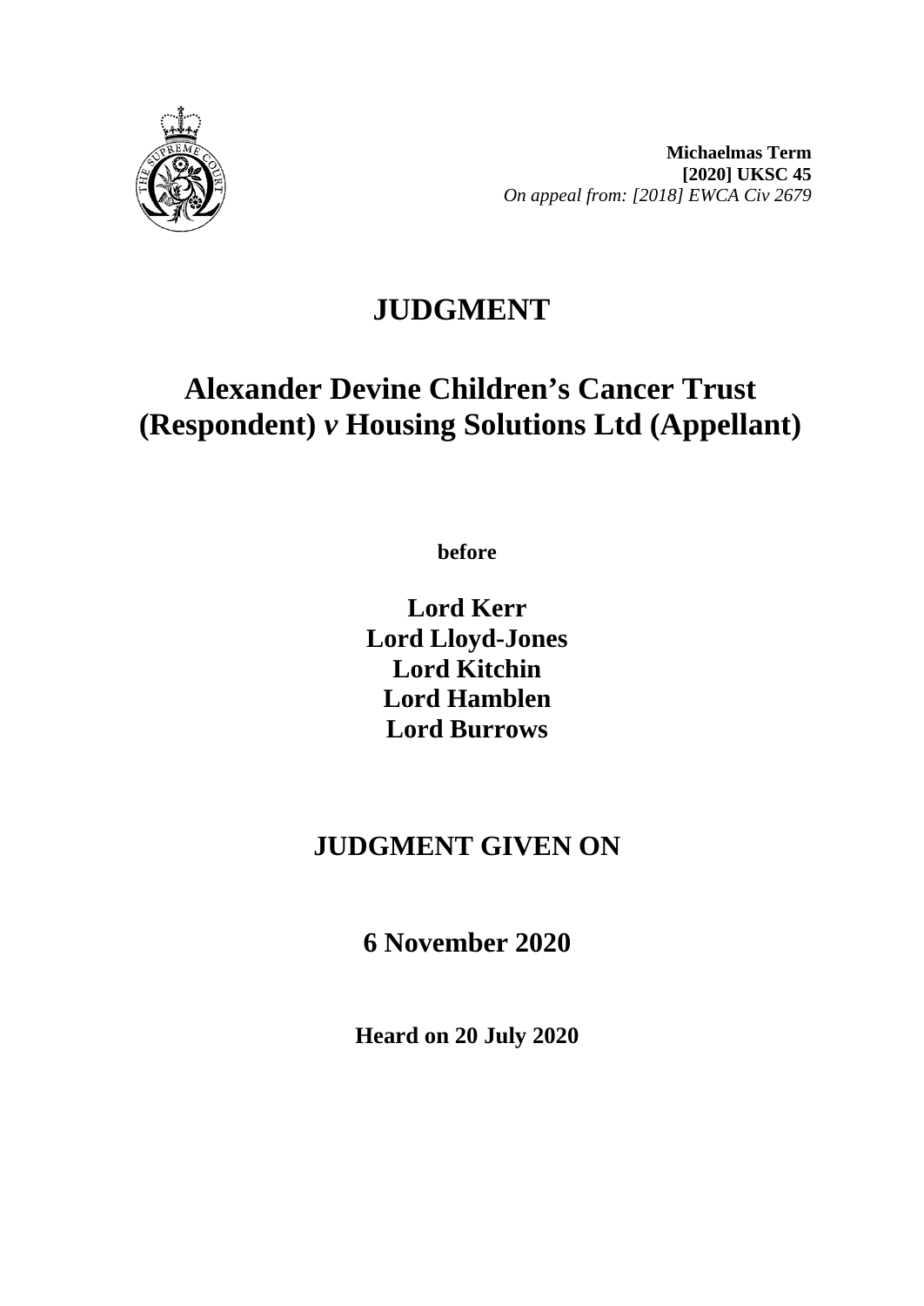**Michaelmas Term**
**[2020] UKSC 45**
*On appeal from: [2018] EWCA Civ 2679*

# JUDGMENT

# Alexander Devine Children's Cancer Trust (Respondent) *v* Housing Solutions Ltd (Appellant)

**before**

**Lord Kerr**
**Lord Lloyd-Jones**
**Lord Kitchin**
**Lord Hamblen**
**Lord Burrows**

## JUDGMENT GIVEN ON

## 6 November 2020

**Heard on 20 July 2020**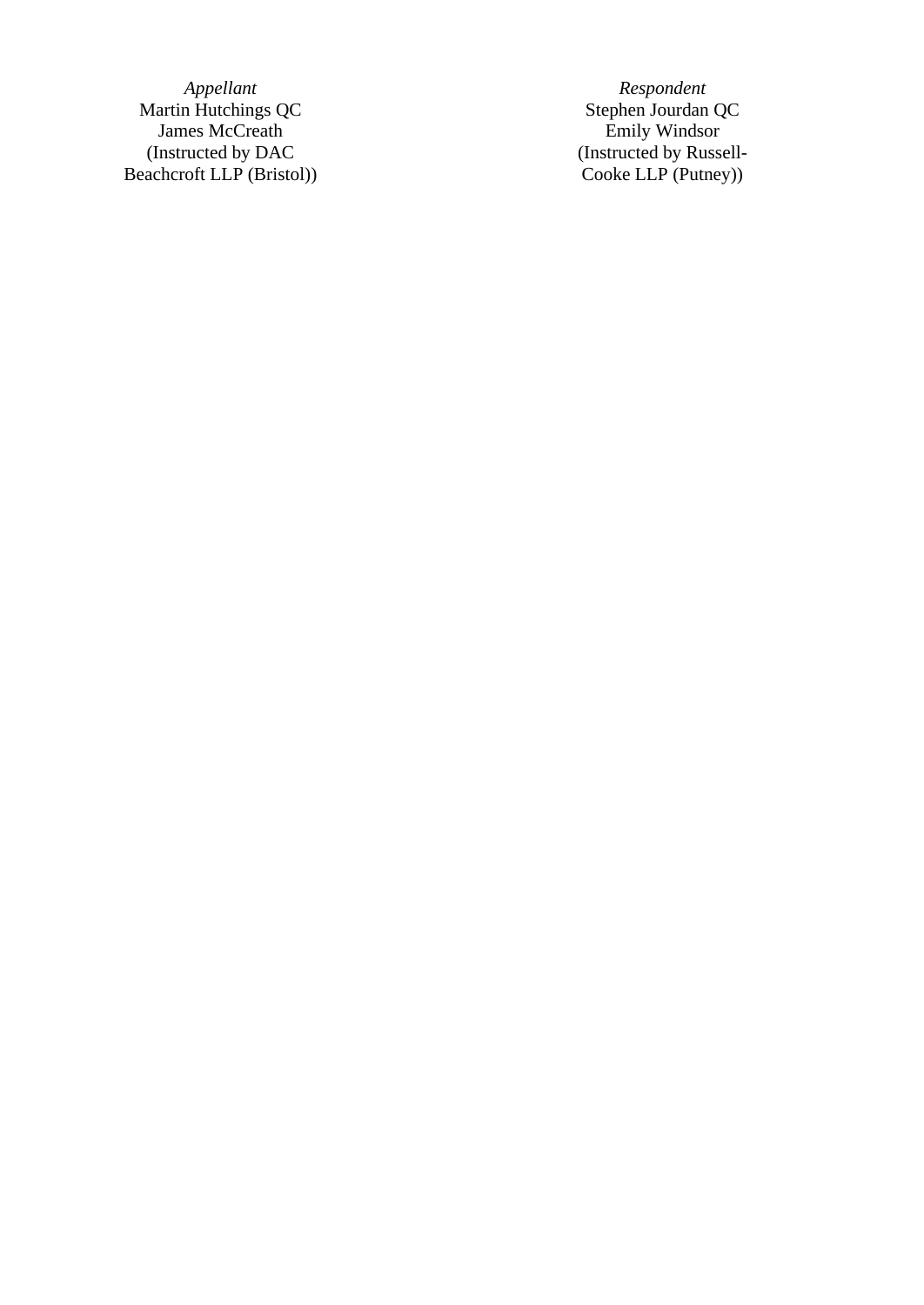| *Appellant* | *Respondent* |
|---|---|
| Martin Hutchings QC | Stephen Jourdan QC |
| James McCreath | Emily Windsor |
| (Instructed by DAC Beachcroft LLP (Bristol)) | (Instructed by Russell-Cooke LLP (Putney)) |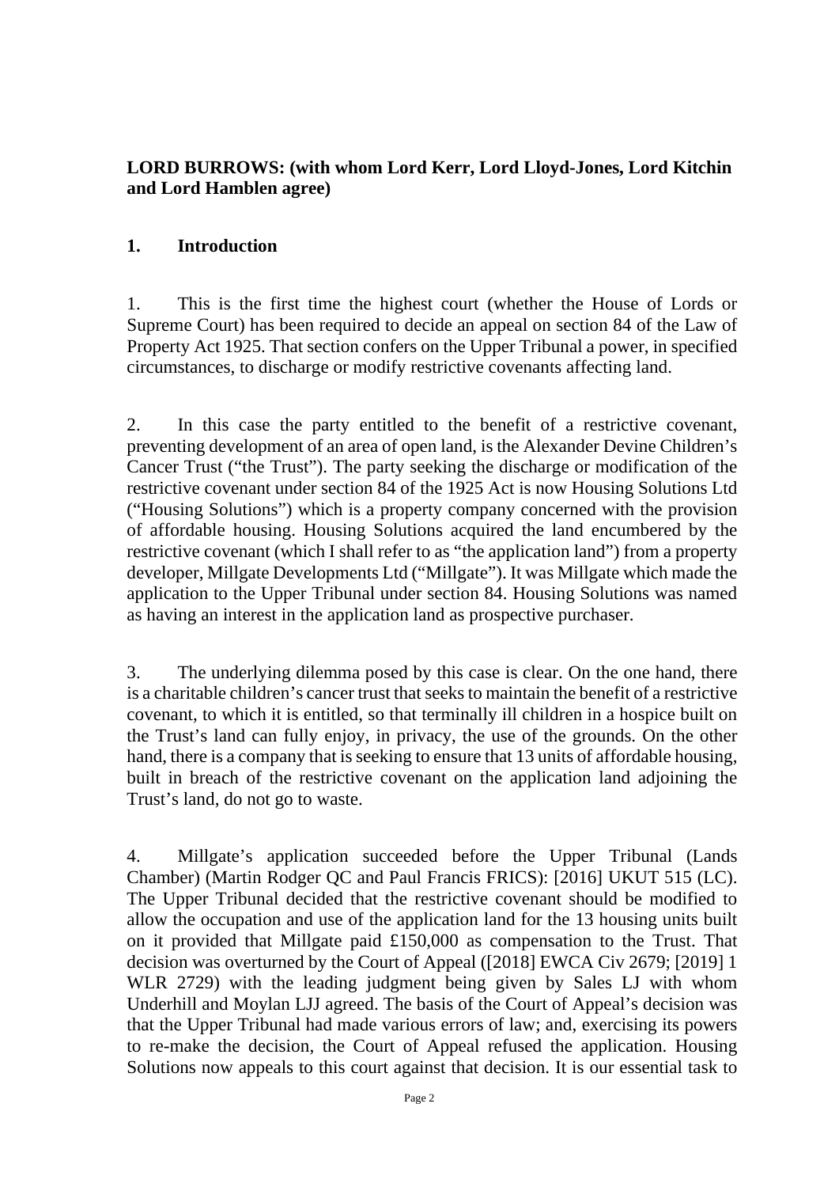**LORD BURROWS: (with whom Lord Kerr, Lord Lloyd-Jones, Lord Kitchin and Lord Hamblen agree)**

## 1. Introduction

1. This is the first time the highest court (whether the House of Lords or Supreme Court) has been required to decide an appeal on section 84 of the Law of Property Act 1925. That section confers on the Upper Tribunal a power, in specified circumstances, to discharge or modify restrictive covenants affecting land.

2. In this case the party entitled to the benefit of a restrictive covenant, preventing development of an area of open land, is the Alexander Devine Children's Cancer Trust ("the Trust"). The party seeking the discharge or modification of the restrictive covenant under section 84 of the 1925 Act is now Housing Solutions Ltd ("Housing Solutions") which is a property company concerned with the provision of affordable housing. Housing Solutions acquired the land encumbered by the restrictive covenant (which I shall refer to as "the application land") from a property developer, Millgate Developments Ltd ("Millgate"). It was Millgate which made the application to the Upper Tribunal under section 84. Housing Solutions was named as having an interest in the application land as prospective purchaser.

3. The underlying dilemma posed by this case is clear. On the one hand, there is a charitable children's cancer trust that seeks to maintain the benefit of a restrictive covenant, to which it is entitled, so that terminally ill children in a hospice built on the Trust's land can fully enjoy, in privacy, the use of the grounds. On the other hand, there is a company that is seeking to ensure that 13 units of affordable housing, built in breach of the restrictive covenant on the application land adjoining the Trust's land, do not go to waste.

4. Millgate's application succeeded before the Upper Tribunal (Lands Chamber) (Martin Rodger QC and Paul Francis FRICS): [2016] UKUT 515 (LC). The Upper Tribunal decided that the restrictive covenant should be modified to allow the occupation and use of the application land for the 13 housing units built on it provided that Millgate paid £150,000 as compensation to the Trust. That decision was overturned by the Court of Appeal ([2018] EWCA Civ 2679; [2019] 1 WLR 2729) with the leading judgment being given by Sales LJ with whom Underhill and Moylan LJJ agreed. The basis of the Court of Appeal's decision was that the Upper Tribunal had made various errors of law; and, exercising its powers to re-make the decision, the Court of Appeal refused the application. Housing Solutions now appeals to this court against that decision. It is our essential task to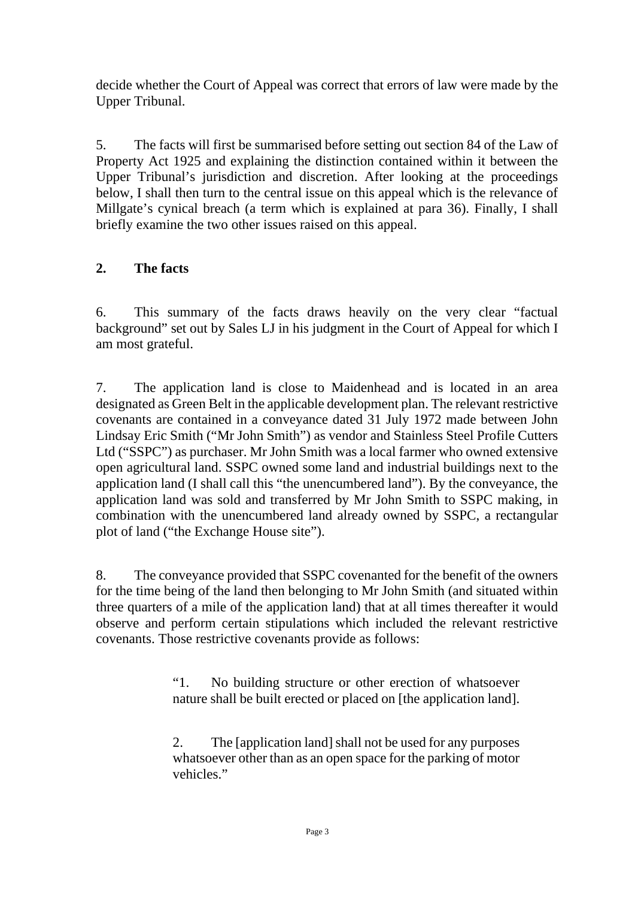decide whether the Court of Appeal was correct that errors of law were made by the Upper Tribunal.

5. The facts will first be summarised before setting out section 84 of the Law of Property Act 1925 and explaining the distinction contained within it between the Upper Tribunal's jurisdiction and discretion. After looking at the proceedings below, I shall then turn to the central issue on this appeal which is the relevance of Millgate's cynical breach (a term which is explained at para 36). Finally, I shall briefly examine the two other issues raised on this appeal.

## 2. The facts

6. This summary of the facts draws heavily on the very clear "factual background" set out by Sales LJ in his judgment in the Court of Appeal for which I am most grateful.

7. The application land is close to Maidenhead and is located in an area designated as Green Belt in the applicable development plan. The relevant restrictive covenants are contained in a conveyance dated 31 July 1972 made between John Lindsay Eric Smith ("Mr John Smith") as vendor and Stainless Steel Profile Cutters Ltd ("SSPC") as purchaser. Mr John Smith was a local farmer who owned extensive open agricultural land. SSPC owned some land and industrial buildings next to the application land (I shall call this "the unencumbered land"). By the conveyance, the application land was sold and transferred by Mr John Smith to SSPC making, in combination with the unencumbered land already owned by SSPC, a rectangular plot of land ("the Exchange House site").

8. The conveyance provided that SSPC covenanted for the benefit of the owners for the time being of the land then belonging to Mr John Smith (and situated within three quarters of a mile of the application land) that at all times thereafter it would observe and perform certain stipulations which included the relevant restrictive covenants. Those restrictive covenants provide as follows:

> "1. No building structure or other erection of whatsoever nature shall be built erected or placed on [the application land].
>
> 2. The [application land] shall not be used for any purposes whatsoever other than as an open space for the parking of motor vehicles."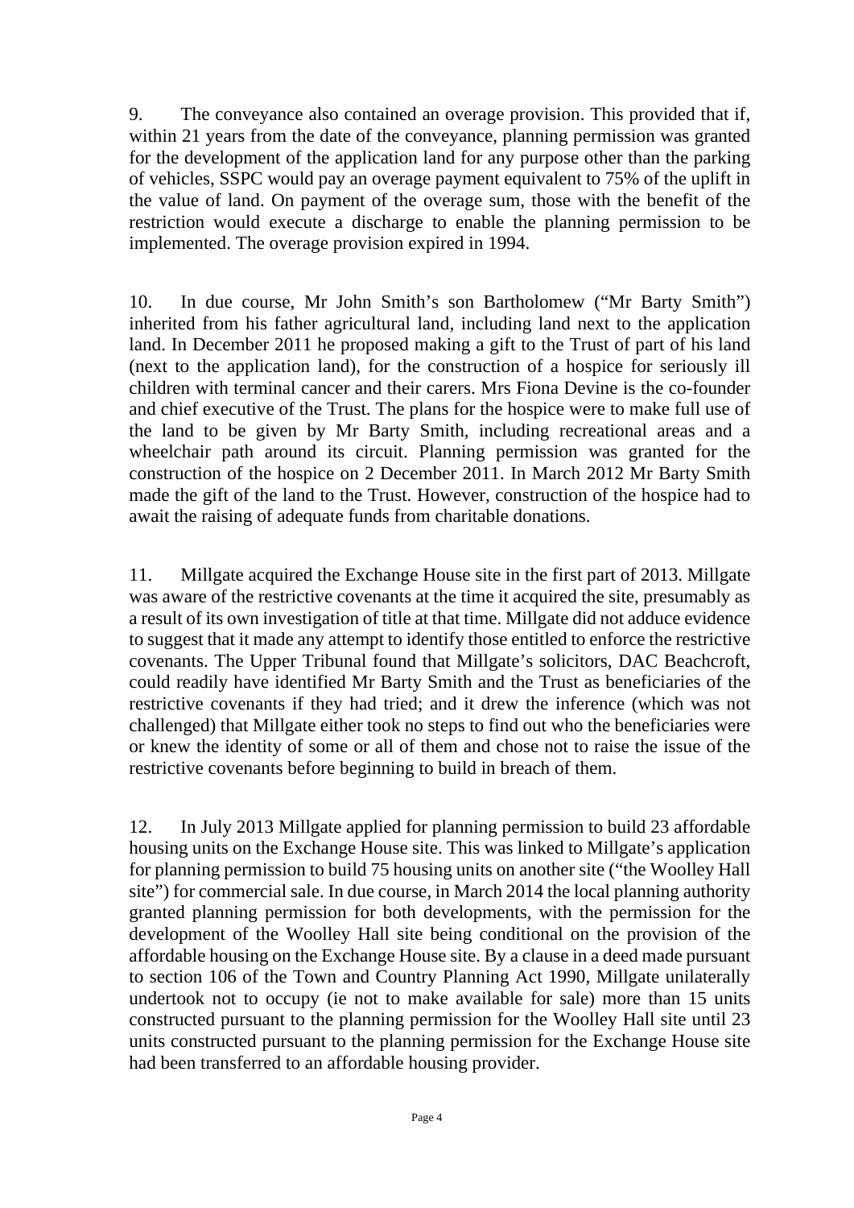9. The conveyance also contained an overage provision. This provided that if, within 21 years from the date of the conveyance, planning permission was granted for the development of the application land for any purpose other than the parking of vehicles, SSPC would pay an overage payment equivalent to 75% of the uplift in the value of land. On payment of the overage sum, those with the benefit of the restriction would execute a discharge to enable the planning permission to be implemented. The overage provision expired in 1994.

10. In due course, Mr John Smith's son Bartholomew ("Mr Barty Smith") inherited from his father agricultural land, including land next to the application land. In December 2011 he proposed making a gift to the Trust of part of his land (next to the application land), for the construction of a hospice for seriously ill children with terminal cancer and their carers. Mrs Fiona Devine is the co-founder and chief executive of the Trust. The plans for the hospice were to make full use of the land to be given by Mr Barty Smith, including recreational areas and a wheelchair path around its circuit. Planning permission was granted for the construction of the hospice on 2 December 2011. In March 2012 Mr Barty Smith made the gift of the land to the Trust. However, construction of the hospice had to await the raising of adequate funds from charitable donations.

11. Millgate acquired the Exchange House site in the first part of 2013. Millgate was aware of the restrictive covenants at the time it acquired the site, presumably as a result of its own investigation of title at that time. Millgate did not adduce evidence to suggest that it made any attempt to identify those entitled to enforce the restrictive covenants. The Upper Tribunal found that Millgate's solicitors, DAC Beachcroft, could readily have identified Mr Barty Smith and the Trust as beneficiaries of the restrictive covenants if they had tried; and it drew the inference (which was not challenged) that Millgate either took no steps to find out who the beneficiaries were or knew the identity of some or all of them and chose not to raise the issue of the restrictive covenants before beginning to build in breach of them.

12. In July 2013 Millgate applied for planning permission to build 23 affordable housing units on the Exchange House site. This was linked to Millgate's application for planning permission to build 75 housing units on another site ("the Woolley Hall site") for commercial sale. In due course, in March 2014 the local planning authority granted planning permission for both developments, with the permission for the development of the Woolley Hall site being conditional on the provision of the affordable housing on the Exchange House site. By a clause in a deed made pursuant to section 106 of the Town and Country Planning Act 1990, Millgate unilaterally undertook not to occupy (ie not to make available for sale) more than 15 units constructed pursuant to the planning permission for the Woolley Hall site until 23 units constructed pursuant to the planning permission for the Exchange House site had been transferred to an affordable housing provider.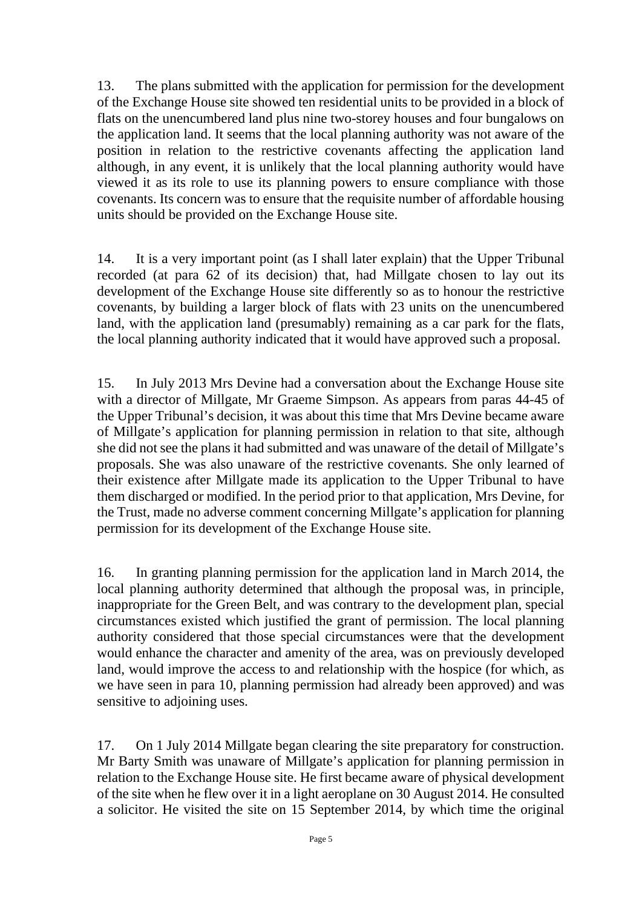13. The plans submitted with the application for permission for the development of the Exchange House site showed ten residential units to be provided in a block of flats on the unencumbered land plus nine two-storey houses and four bungalows on the application land. It seems that the local planning authority was not aware of the position in relation to the restrictive covenants affecting the application land although, in any event, it is unlikely that the local planning authority would have viewed it as its role to use its planning powers to ensure compliance with those covenants. Its concern was to ensure that the requisite number of affordable housing units should be provided on the Exchange House site.

14. It is a very important point (as I shall later explain) that the Upper Tribunal recorded (at para 62 of its decision) that, had Millgate chosen to lay out its development of the Exchange House site differently so as to honour the restrictive covenants, by building a larger block of flats with 23 units on the unencumbered land, with the application land (presumably) remaining as a car park for the flats, the local planning authority indicated that it would have approved such a proposal.

15. In July 2013 Mrs Devine had a conversation about the Exchange House site with a director of Millgate, Mr Graeme Simpson. As appears from paras 44-45 of the Upper Tribunal's decision, it was about this time that Mrs Devine became aware of Millgate's application for planning permission in relation to that site, although she did not see the plans it had submitted and was unaware of the detail of Millgate's proposals. She was also unaware of the restrictive covenants. She only learned of their existence after Millgate made its application to the Upper Tribunal to have them discharged or modified. In the period prior to that application, Mrs Devine, for the Trust, made no adverse comment concerning Millgate's application for planning permission for its development of the Exchange House site.

16. In granting planning permission for the application land in March 2014, the local planning authority determined that although the proposal was, in principle, inappropriate for the Green Belt, and was contrary to the development plan, special circumstances existed which justified the grant of permission. The local planning authority considered that those special circumstances were that the development would enhance the character and amenity of the area, was on previously developed land, would improve the access to and relationship with the hospice (for which, as we have seen in para 10, planning permission had already been approved) and was sensitive to adjoining uses.

17. On 1 July 2014 Millgate began clearing the site preparatory for construction. Mr Barty Smith was unaware of Millgate's application for planning permission in relation to the Exchange House site. He first became aware of physical development of the site when he flew over it in a light aeroplane on 30 August 2014. He consulted a solicitor. He visited the site on 15 September 2014, by which time the original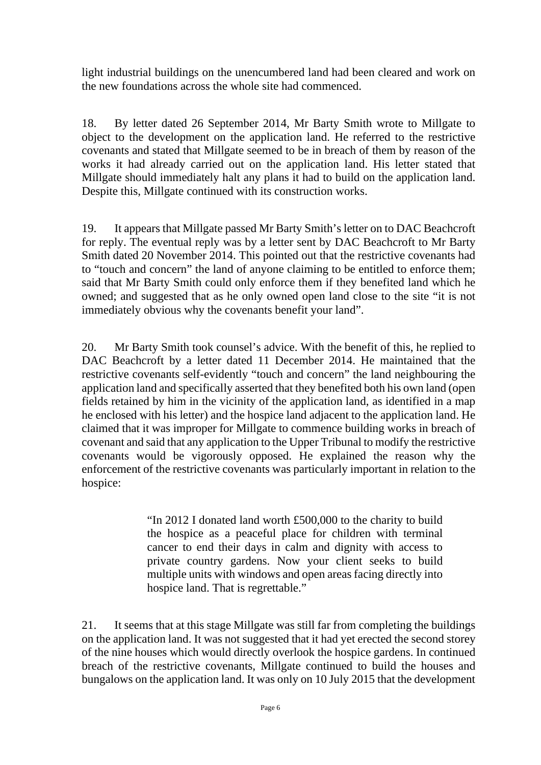light industrial buildings on the unencumbered land had been cleared and work on the new foundations across the whole site had commenced.

18. By letter dated 26 September 2014, Mr Barty Smith wrote to Millgate to object to the development on the application land. He referred to the restrictive covenants and stated that Millgate seemed to be in breach of them by reason of the works it had already carried out on the application land. His letter stated that Millgate should immediately halt any plans it had to build on the application land. Despite this, Millgate continued with its construction works.

19. It appears that Millgate passed Mr Barty Smith's letter on to DAC Beachcroft for reply. The eventual reply was by a letter sent by DAC Beachcroft to Mr Barty Smith dated 20 November 2014. This pointed out that the restrictive covenants had to "touch and concern" the land of anyone claiming to be entitled to enforce them; said that Mr Barty Smith could only enforce them if they benefited land which he owned; and suggested that as he only owned open land close to the site "it is not immediately obvious why the covenants benefit your land".

20. Mr Barty Smith took counsel's advice. With the benefit of this, he replied to DAC Beachcroft by a letter dated 11 December 2014. He maintained that the restrictive covenants self-evidently "touch and concern" the land neighbouring the application land and specifically asserted that they benefited both his own land (open fields retained by him in the vicinity of the application land, as identified in a map he enclosed with his letter) and the hospice land adjacent to the application land. He claimed that it was improper for Millgate to commence building works in breach of covenant and said that any application to the Upper Tribunal to modify the restrictive covenants would be vigorously opposed. He explained the reason why the enforcement of the restrictive covenants was particularly important in relation to the hospice:

> "In 2012 I donated land worth £500,000 to the charity to build the hospice as a peaceful place for children with terminal cancer to end their days in calm and dignity with access to private country gardens. Now your client seeks to build multiple units with windows and open areas facing directly into hospice land. That is regrettable."

21. It seems that at this stage Millgate was still far from completing the buildings on the application land. It was not suggested that it had yet erected the second storey of the nine houses which would directly overlook the hospice gardens. In continued breach of the restrictive covenants, Millgate continued to build the houses and bungalows on the application land. It was only on 10 July 2015 that the development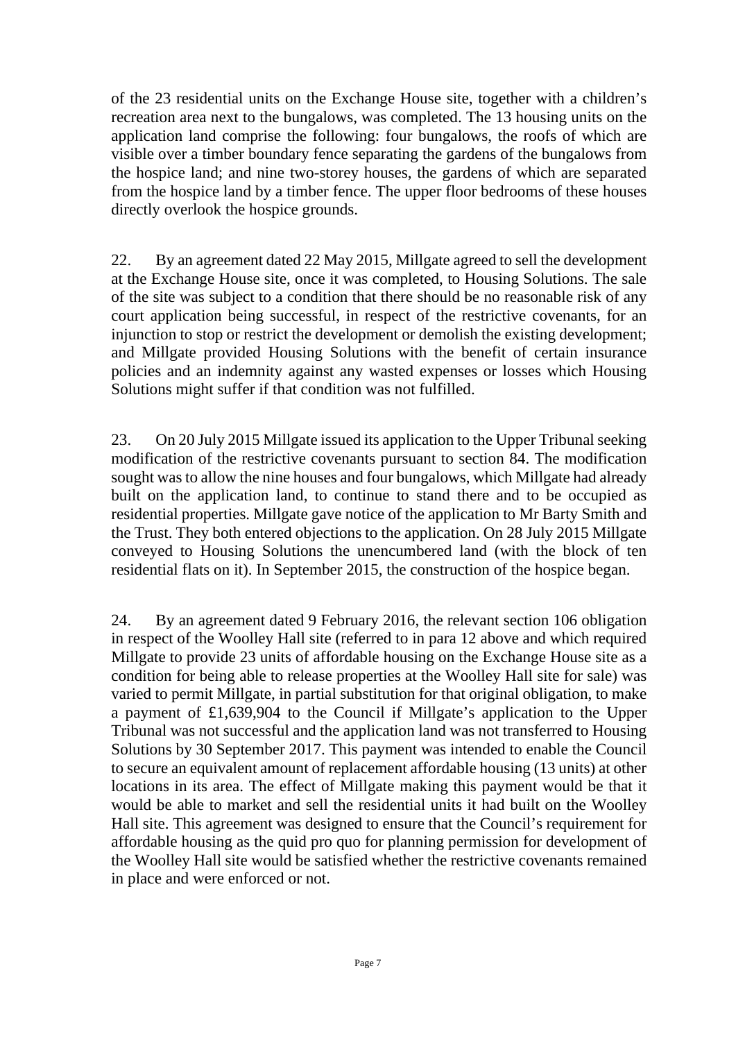of the 23 residential units on the Exchange House site, together with a children's recreation area next to the bungalows, was completed. The 13 housing units on the application land comprise the following: four bungalows, the roofs of which are visible over a timber boundary fence separating the gardens of the bungalows from the hospice land; and nine two-storey houses, the gardens of which are separated from the hospice land by a timber fence. The upper floor bedrooms of these houses directly overlook the hospice grounds.

22. By an agreement dated 22 May 2015, Millgate agreed to sell the development at the Exchange House site, once it was completed, to Housing Solutions. The sale of the site was subject to a condition that there should be no reasonable risk of any court application being successful, in respect of the restrictive covenants, for an injunction to stop or restrict the development or demolish the existing development; and Millgate provided Housing Solutions with the benefit of certain insurance policies and an indemnity against any wasted expenses or losses which Housing Solutions might suffer if that condition was not fulfilled.

23. On 20 July 2015 Millgate issued its application to the Upper Tribunal seeking modification of the restrictive covenants pursuant to section 84. The modification sought was to allow the nine houses and four bungalows, which Millgate had already built on the application land, to continue to stand there and to be occupied as residential properties. Millgate gave notice of the application to Mr Barty Smith and the Trust. They both entered objections to the application. On 28 July 2015 Millgate conveyed to Housing Solutions the unencumbered land (with the block of ten residential flats on it). In September 2015, the construction of the hospice began.

24. By an agreement dated 9 February 2016, the relevant section 106 obligation in respect of the Woolley Hall site (referred to in para 12 above and which required Millgate to provide 23 units of affordable housing on the Exchange House site as a condition for being able to release properties at the Woolley Hall site for sale) was varied to permit Millgate, in partial substitution for that original obligation, to make a payment of £1,639,904 to the Council if Millgate's application to the Upper Tribunal was not successful and the application land was not transferred to Housing Solutions by 30 September 2017. This payment was intended to enable the Council to secure an equivalent amount of replacement affordable housing (13 units) at other locations in its area. The effect of Millgate making this payment would be that it would be able to market and sell the residential units it had built on the Woolley Hall site. This agreement was designed to ensure that the Council's requirement for affordable housing as the quid pro quo for planning permission for development of the Woolley Hall site would be satisfied whether the restrictive covenants remained in place and were enforced or not.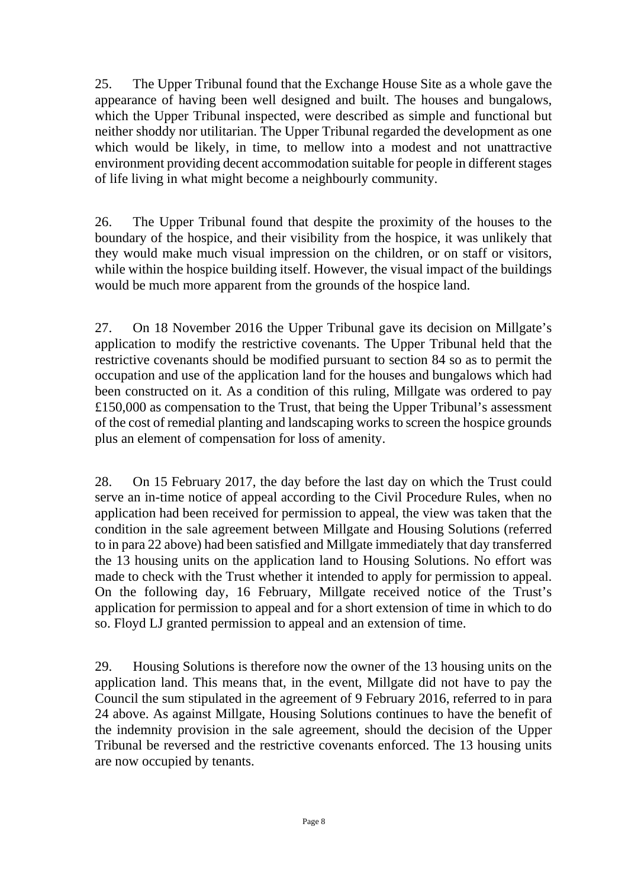25. The Upper Tribunal found that the Exchange House Site as a whole gave the appearance of having been well designed and built. The houses and bungalows, which the Upper Tribunal inspected, were described as simple and functional but neither shoddy nor utilitarian. The Upper Tribunal regarded the development as one which would be likely, in time, to mellow into a modest and not unattractive environment providing decent accommodation suitable for people in different stages of life living in what might become a neighbourly community.

26. The Upper Tribunal found that despite the proximity of the houses to the boundary of the hospice, and their visibility from the hospice, it was unlikely that they would make much visual impression on the children, or on staff or visitors, while within the hospice building itself. However, the visual impact of the buildings would be much more apparent from the grounds of the hospice land.

27. On 18 November 2016 the Upper Tribunal gave its decision on Millgate's application to modify the restrictive covenants. The Upper Tribunal held that the restrictive covenants should be modified pursuant to section 84 so as to permit the occupation and use of the application land for the houses and bungalows which had been constructed on it. As a condition of this ruling, Millgate was ordered to pay £150,000 as compensation to the Trust, that being the Upper Tribunal's assessment of the cost of remedial planting and landscaping works to screen the hospice grounds plus an element of compensation for loss of amenity.

28. On 15 February 2017, the day before the last day on which the Trust could serve an in-time notice of appeal according to the Civil Procedure Rules, when no application had been received for permission to appeal, the view was taken that the condition in the sale agreement between Millgate and Housing Solutions (referred to in para 22 above) had been satisfied and Millgate immediately that day transferred the 13 housing units on the application land to Housing Solutions. No effort was made to check with the Trust whether it intended to apply for permission to appeal. On the following day, 16 February, Millgate received notice of the Trust's application for permission to appeal and for a short extension of time in which to do so. Floyd LJ granted permission to appeal and an extension of time.

29. Housing Solutions is therefore now the owner of the 13 housing units on the application land. This means that, in the event, Millgate did not have to pay the Council the sum stipulated in the agreement of 9 February 2016, referred to in para 24 above. As against Millgate, Housing Solutions continues to have the benefit of the indemnity provision in the sale agreement, should the decision of the Upper Tribunal be reversed and the restrictive covenants enforced. The 13 housing units are now occupied by tenants.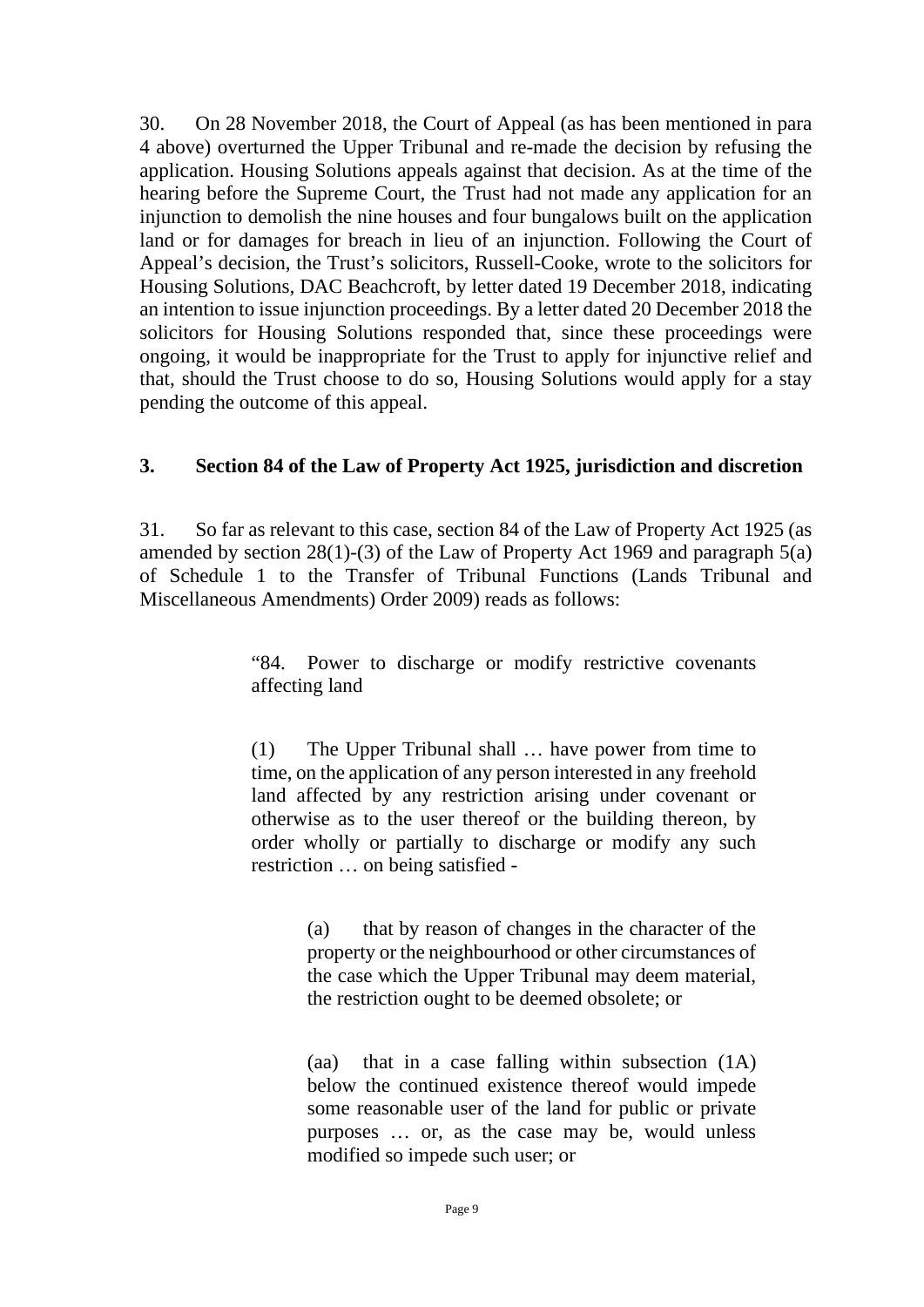30. On 28 November 2018, the Court of Appeal (as has been mentioned in para 4 above) overturned the Upper Tribunal and re-made the decision by refusing the application. Housing Solutions appeals against that decision. As at the time of the hearing before the Supreme Court, the Trust had not made any application for an injunction to demolish the nine houses and four bungalows built on the application land or for damages for breach in lieu of an injunction. Following the Court of Appeal's decision, the Trust's solicitors, Russell-Cooke, wrote to the solicitors for Housing Solutions, DAC Beachcroft, by letter dated 19 December 2018, indicating an intention to issue injunction proceedings. By a letter dated 20 December 2018 the solicitors for Housing Solutions responded that, since these proceedings were ongoing, it would be inappropriate for the Trust to apply for injunctive relief and that, should the Trust choose to do so, Housing Solutions would apply for a stay pending the outcome of this appeal.

## 3. Section 84 of the Law of Property Act 1925, jurisdiction and discretion

31. So far as relevant to this case, section 84 of the Law of Property Act 1925 (as amended by section 28(1)-(3) of the Law of Property Act 1969 and paragraph 5(a) of Schedule 1 to the Transfer of Tribunal Functions (Lands Tribunal and Miscellaneous Amendments) Order 2009) reads as follows:

> "84. Power to discharge or modify restrictive covenants affecting land
>
> (1) The Upper Tribunal shall … have power from time to time, on the application of any person interested in any freehold land affected by any restriction arising under covenant or otherwise as to the user thereof or the building thereon, by order wholly or partially to discharge or modify any such restriction … on being satisfied -
>
> > (a) that by reason of changes in the character of the property or the neighbourhood or other circumstances of the case which the Upper Tribunal may deem material, the restriction ought to be deemed obsolete; or
> >
> > (aa) that in a case falling within subsection (1A) below the continued existence thereof would impede some reasonable user of the land for public or private purposes … or, as the case may be, would unless modified so impede such user; or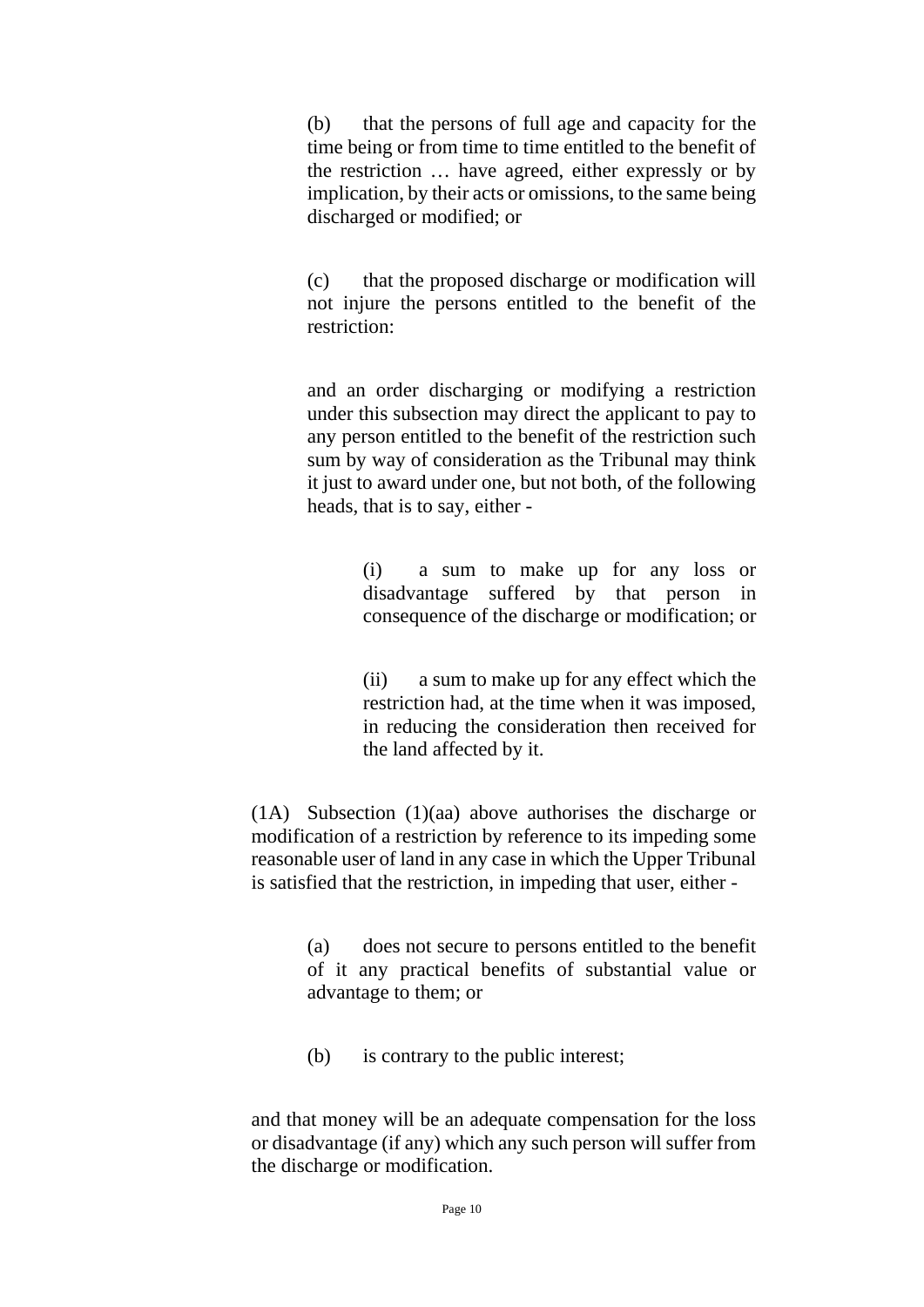(b) that the persons of full age and capacity for the time being or from time to time entitled to the benefit of the restriction … have agreed, either expressly or by implication, by their acts or omissions, to the same being discharged or modified; or

(c) that the proposed discharge or modification will not injure the persons entitled to the benefit of the restriction:

and an order discharging or modifying a restriction under this subsection may direct the applicant to pay to any person entitled to the benefit of the restriction such sum by way of consideration as the Tribunal may think it just to award under one, but not both, of the following heads, that is to say, either -

> (i) a sum to make up for any loss or disadvantage suffered by that person in consequence of the discharge or modification; or
>
> (ii) a sum to make up for any effect which the restriction had, at the time when it was imposed, in reducing the consideration then received for the land affected by it.

(1A) Subsection (1)(aa) above authorises the discharge or modification of a restriction by reference to its impeding some reasonable user of land in any case in which the Upper Tribunal is satisfied that the restriction, in impeding that user, either -

(a) does not secure to persons entitled to the benefit of it any practical benefits of substantial value or advantage to them; or

(b) is contrary to the public interest;

and that money will be an adequate compensation for the loss or disadvantage (if any) which any such person will suffer from the discharge or modification.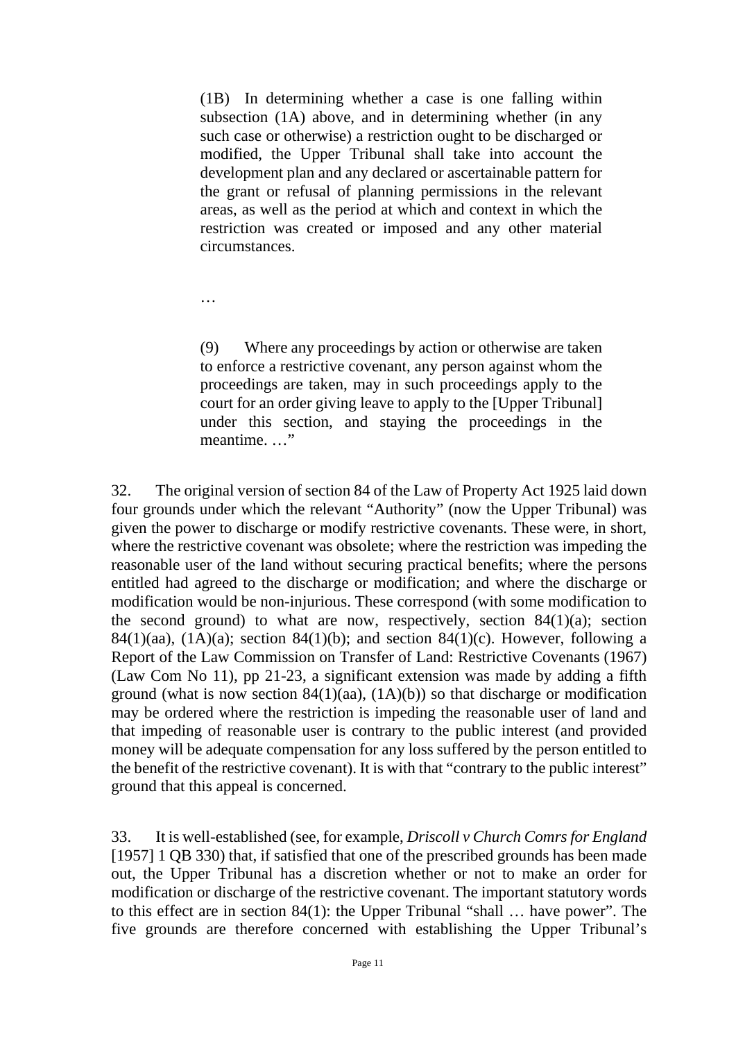> (1B) In determining whether a case is one falling within subsection (1A) above, and in determining whether (in any such case or otherwise) a restriction ought to be discharged or modified, the Upper Tribunal shall take into account the development plan and any declared or ascertainable pattern for the grant or refusal of planning permissions in the relevant areas, as well as the period at which and context in which the restriction was created or imposed and any other material circumstances.
>
> …
>
> (9) Where any proceedings by action or otherwise are taken to enforce a restrictive covenant, any person against whom the proceedings are taken, may in such proceedings apply to the court for an order giving leave to apply to the [Upper Tribunal] under this section, and staying the proceedings in the meantime. …"

32. The original version of section 84 of the Law of Property Act 1925 laid down four grounds under which the relevant "Authority" (now the Upper Tribunal) was given the power to discharge or modify restrictive covenants. These were, in short, where the restrictive covenant was obsolete; where the restriction was impeding the reasonable user of the land without securing practical benefits; where the persons entitled had agreed to the discharge or modification; and where the discharge or modification would be non-injurious. These correspond (with some modification to the second ground) to what are now, respectively, section 84(1)(a); section 84(1)(aa), (1A)(a); section 84(1)(b); and section 84(1)(c). However, following a Report of the Law Commission on Transfer of Land: Restrictive Covenants (1967) (Law Com No 11), pp 21-23, a significant extension was made by adding a fifth ground (what is now section 84(1)(aa), (1A)(b)) so that discharge or modification may be ordered where the restriction is impeding the reasonable user of land and that impeding of reasonable user is contrary to the public interest (and provided money will be adequate compensation for any loss suffered by the person entitled to the benefit of the restrictive covenant). It is with that "contrary to the public interest" ground that this appeal is concerned.

33. It is well-established (see, for example, *Driscoll v Church Comrs for England* [1957] 1 QB 330) that, if satisfied that one of the prescribed grounds has been made out, the Upper Tribunal has a discretion whether or not to make an order for modification or discharge of the restrictive covenant. The important statutory words to this effect are in section 84(1): the Upper Tribunal "shall … have power". The five grounds are therefore concerned with establishing the Upper Tribunal's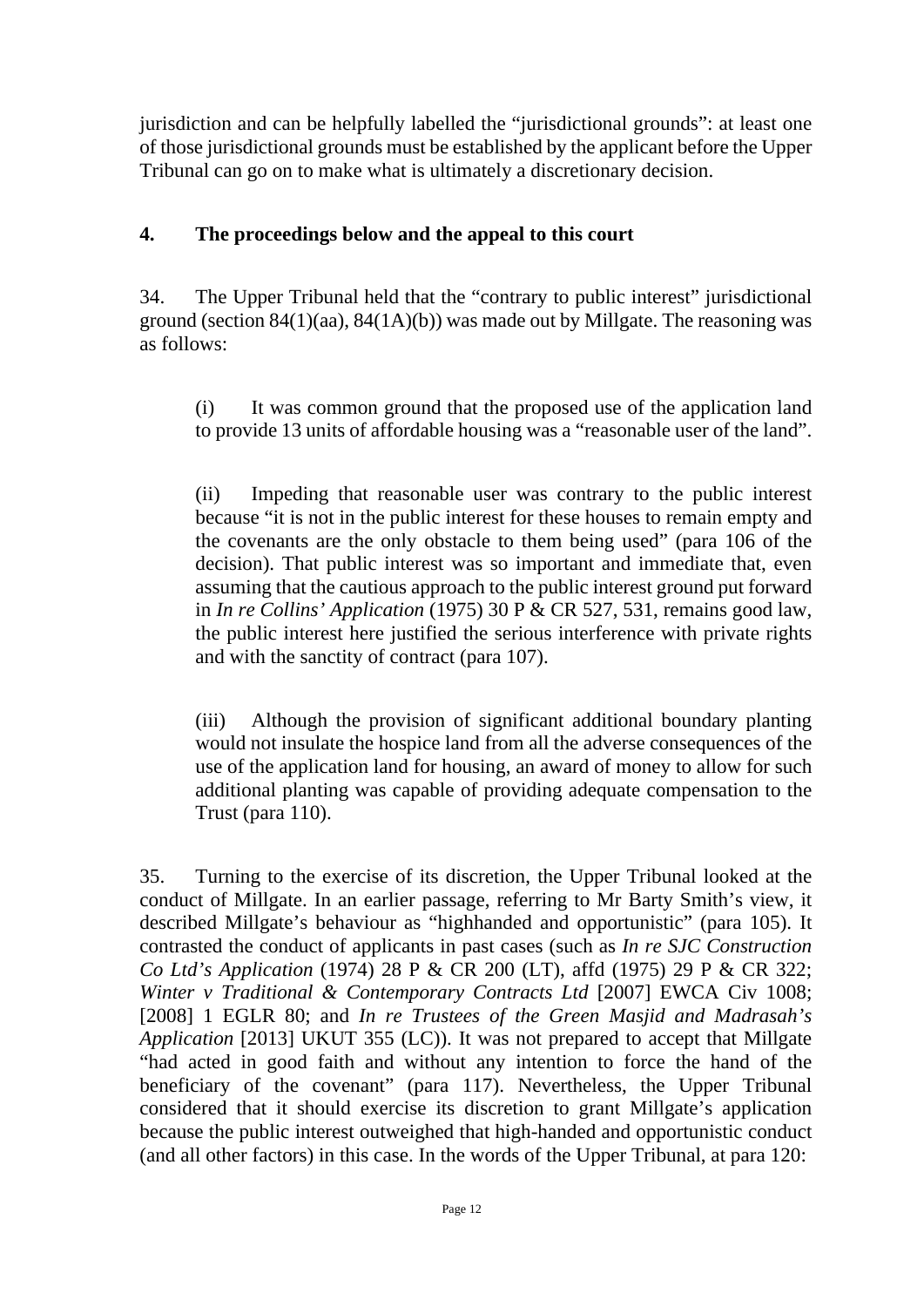jurisdiction and can be helpfully labelled the "jurisdictional grounds": at least one of those jurisdictional grounds must be established by the applicant before the Upper Tribunal can go on to make what is ultimately a discretionary decision.

## 4. The proceedings below and the appeal to this court

34. The Upper Tribunal held that the "contrary to public interest" jurisdictional ground (section 84(1)(aa), 84(1A)(b)) was made out by Millgate. The reasoning was as follows:

> (i) It was common ground that the proposed use of the application land to provide 13 units of affordable housing was a "reasonable user of the land".
>
> (ii) Impeding that reasonable user was contrary to the public interest because "it is not in the public interest for these houses to remain empty and the covenants are the only obstacle to them being used" (para 106 of the decision). That public interest was so important and immediate that, even assuming that the cautious approach to the public interest ground put forward in *In re Collins' Application* (1975) 30 P & CR 527, 531, remains good law, the public interest here justified the serious interference with private rights and with the sanctity of contract (para 107).
>
> (iii) Although the provision of significant additional boundary planting would not insulate the hospice land from all the adverse consequences of the use of the application land for housing, an award of money to allow for such additional planting was capable of providing adequate compensation to the Trust (para 110).

35. Turning to the exercise of its discretion, the Upper Tribunal looked at the conduct of Millgate. In an earlier passage, referring to Mr Barty Smith's view, it described Millgate's behaviour as "highhanded and opportunistic" (para 105). It contrasted the conduct of applicants in past cases (such as *In re SJC Construction Co Ltd's Application* (1974) 28 P & CR 200 (LT), affd (1975) 29 P & CR 322; *Winter v Traditional & Contemporary Contracts Ltd* [2007] EWCA Civ 1008; [2008] 1 EGLR 80; and *In re Trustees of the Green Masjid and Madrasah's Application* [2013] UKUT 355 (LC)). It was not prepared to accept that Millgate "had acted in good faith and without any intention to force the hand of the beneficiary of the covenant" (para 117). Nevertheless, the Upper Tribunal considered that it should exercise its discretion to grant Millgate's application because the public interest outweighed that high-handed and opportunistic conduct (and all other factors) in this case. In the words of the Upper Tribunal, at para 120: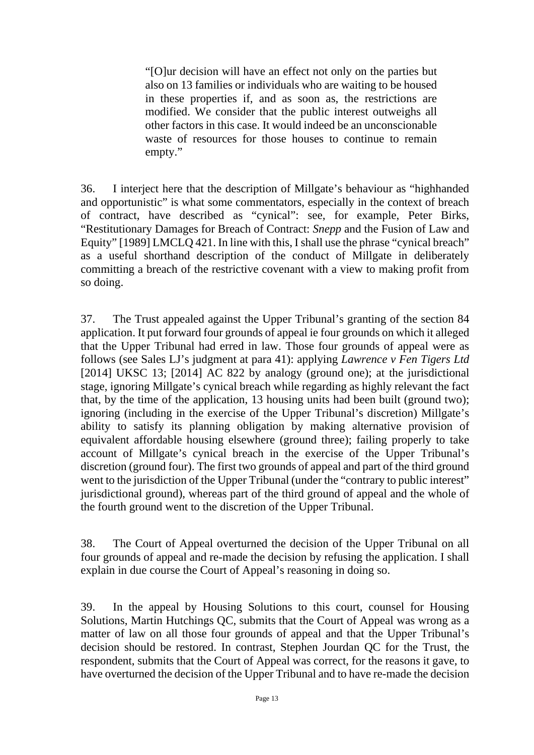> "[O]ur decision will have an effect not only on the parties but also on 13 families or individuals who are waiting to be housed in these properties if, and as soon as, the restrictions are modified. We consider that the public interest outweighs all other factors in this case. It would indeed be an unconscionable waste of resources for those houses to continue to remain empty."

36. I interject here that the description of Millgate's behaviour as "highhanded and opportunistic" is what some commentators, especially in the context of breach of contract, have described as "cynical": see, for example, Peter Birks, "Restitutionary Damages for Breach of Contract: *Snepp* and the Fusion of Law and Equity" [1989] LMCLQ 421. In line with this, I shall use the phrase "cynical breach" as a useful shorthand description of the conduct of Millgate in deliberately committing a breach of the restrictive covenant with a view to making profit from so doing.

37. The Trust appealed against the Upper Tribunal's granting of the section 84 application. It put forward four grounds of appeal ie four grounds on which it alleged that the Upper Tribunal had erred in law. Those four grounds of appeal were as follows (see Sales LJ's judgment at para 41): applying *Lawrence v Fen Tigers Ltd* [2014] UKSC 13; [2014] AC 822 by analogy (ground one); at the jurisdictional stage, ignoring Millgate's cynical breach while regarding as highly relevant the fact that, by the time of the application, 13 housing units had been built (ground two); ignoring (including in the exercise of the Upper Tribunal's discretion) Millgate's ability to satisfy its planning obligation by making alternative provision of equivalent affordable housing elsewhere (ground three); failing properly to take account of Millgate's cynical breach in the exercise of the Upper Tribunal's discretion (ground four). The first two grounds of appeal and part of the third ground went to the jurisdiction of the Upper Tribunal (under the "contrary to public interest" jurisdictional ground), whereas part of the third ground of appeal and the whole of the fourth ground went to the discretion of the Upper Tribunal.

38. The Court of Appeal overturned the decision of the Upper Tribunal on all four grounds of appeal and re-made the decision by refusing the application. I shall explain in due course the Court of Appeal's reasoning in doing so.

39. In the appeal by Housing Solutions to this court, counsel for Housing Solutions, Martin Hutchings QC, submits that the Court of Appeal was wrong as a matter of law on all those four grounds of appeal and that the Upper Tribunal's decision should be restored. In contrast, Stephen Jourdan QC for the Trust, the respondent, submits that the Court of Appeal was correct, for the reasons it gave, to have overturned the decision of the Upper Tribunal and to have re-made the decision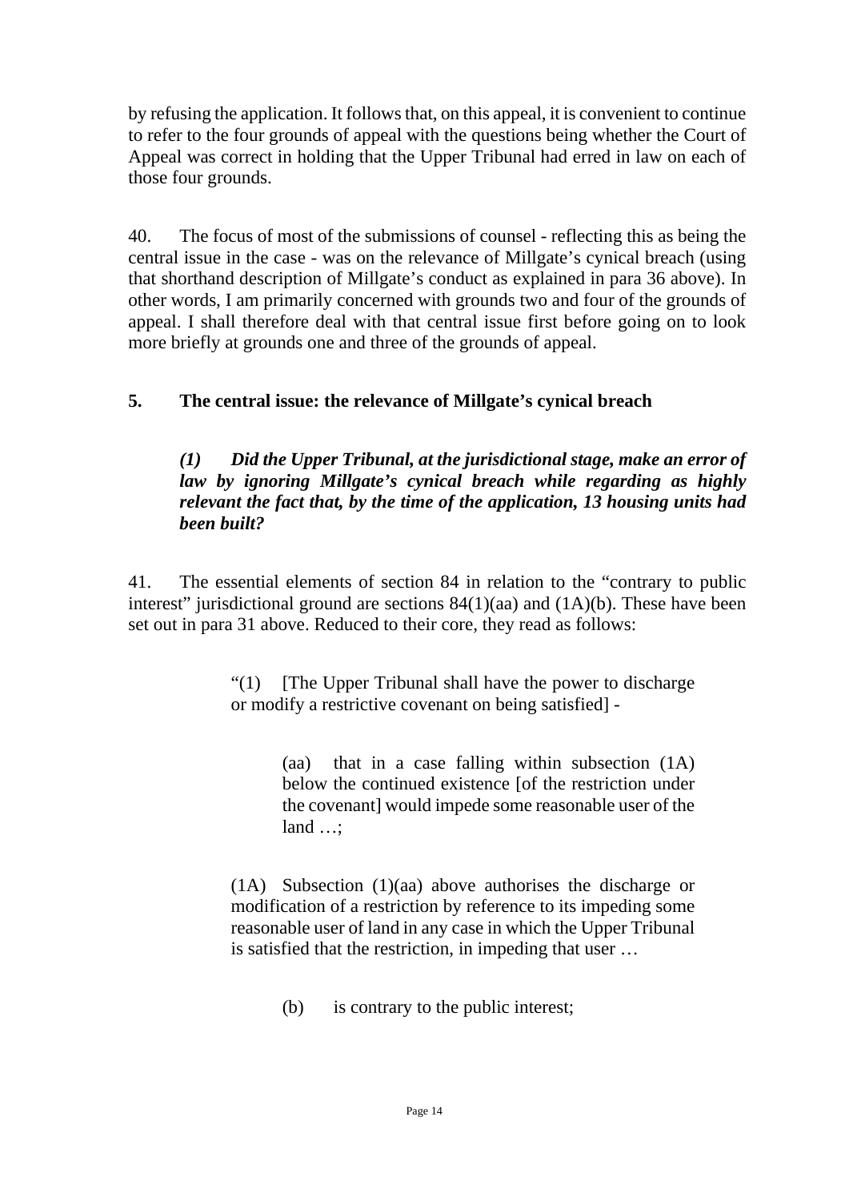by refusing the application. It follows that, on this appeal, it is convenient to continue to refer to the four grounds of appeal with the questions being whether the Court of Appeal was correct in holding that the Upper Tribunal had erred in law on each of those four grounds.

40. The focus of most of the submissions of counsel - reflecting this as being the central issue in the case - was on the relevance of Millgate's cynical breach (using that shorthand description of Millgate's conduct as explained in para 36 above). In other words, I am primarily concerned with grounds two and four of the grounds of appeal. I shall therefore deal with that central issue first before going on to look more briefly at grounds one and three of the grounds of appeal.

## 5. The central issue: the relevance of Millgate's cynical breach

### *(1) Did the Upper Tribunal, at the jurisdictional stage, make an error of law by ignoring Millgate's cynical breach while regarding as highly relevant the fact that, by the time of the application, 13 housing units had been built?*

41. The essential elements of section 84 in relation to the "contrary to public interest" jurisdictional ground are sections 84(1)(aa) and (1A)(b). These have been set out in para 31 above. Reduced to their core, they read as follows:

> "(1) [The Upper Tribunal shall have the power to discharge or modify a restrictive covenant on being satisfied] -
>
> > (aa) that in a case falling within subsection (1A) below the continued existence [of the restriction under the covenant] would impede some reasonable user of the land …;
>
> (1A) Subsection (1)(aa) above authorises the discharge or modification of a restriction by reference to its impeding some reasonable user of land in any case in which the Upper Tribunal is satisfied that the restriction, in impeding that user …
>
> > (b) is contrary to the public interest;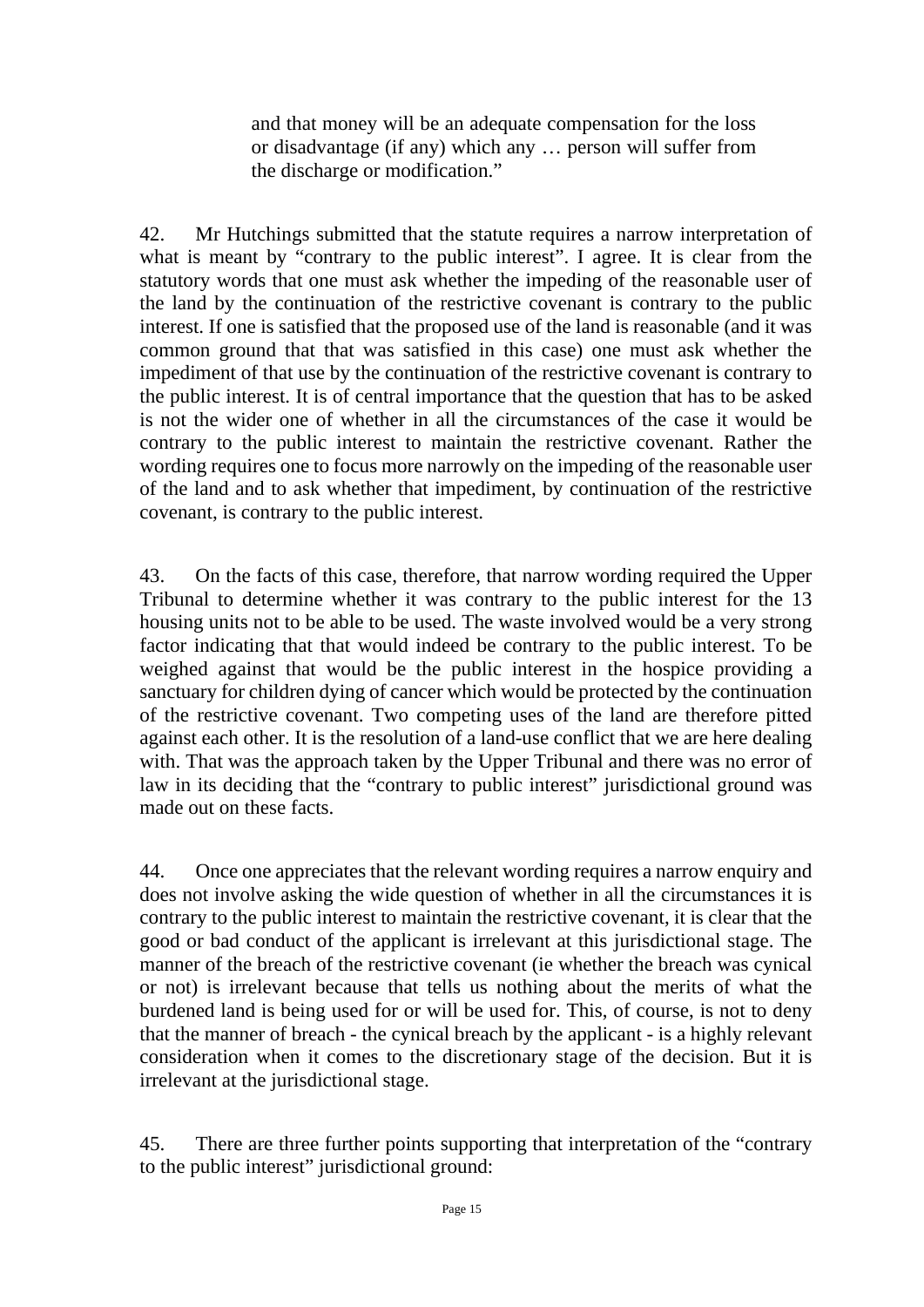> and that money will be an adequate compensation for the loss or disadvantage (if any) which any … person will suffer from the discharge or modification."

42. Mr Hutchings submitted that the statute requires a narrow interpretation of what is meant by "contrary to the public interest". I agree. It is clear from the statutory words that one must ask whether the impeding of the reasonable user of the land by the continuation of the restrictive covenant is contrary to the public interest. If one is satisfied that the proposed use of the land is reasonable (and it was common ground that that was satisfied in this case) one must ask whether the impediment of that use by the continuation of the restrictive covenant is contrary to the public interest. It is of central importance that the question that has to be asked is not the wider one of whether in all the circumstances of the case it would be contrary to the public interest to maintain the restrictive covenant. Rather the wording requires one to focus more narrowly on the impeding of the reasonable user of the land and to ask whether that impediment, by continuation of the restrictive covenant, is contrary to the public interest.

43. On the facts of this case, therefore, that narrow wording required the Upper Tribunal to determine whether it was contrary to the public interest for the 13 housing units not to be able to be used. The waste involved would be a very strong factor indicating that that would indeed be contrary to the public interest. To be weighed against that would be the public interest in the hospice providing a sanctuary for children dying of cancer which would be protected by the continuation of the restrictive covenant. Two competing uses of the land are therefore pitted against each other. It is the resolution of a land-use conflict that we are here dealing with. That was the approach taken by the Upper Tribunal and there was no error of law in its deciding that the "contrary to public interest" jurisdictional ground was made out on these facts.

44. Once one appreciates that the relevant wording requires a narrow enquiry and does not involve asking the wide question of whether in all the circumstances it is contrary to the public interest to maintain the restrictive covenant, it is clear that the good or bad conduct of the applicant is irrelevant at this jurisdictional stage. The manner of the breach of the restrictive covenant (ie whether the breach was cynical or not) is irrelevant because that tells us nothing about the merits of what the burdened land is being used for or will be used for. This, of course, is not to deny that the manner of breach - the cynical breach by the applicant - is a highly relevant consideration when it comes to the discretionary stage of the decision. But it is irrelevant at the jurisdictional stage.

45. There are three further points supporting that interpretation of the "contrary to the public interest" jurisdictional ground: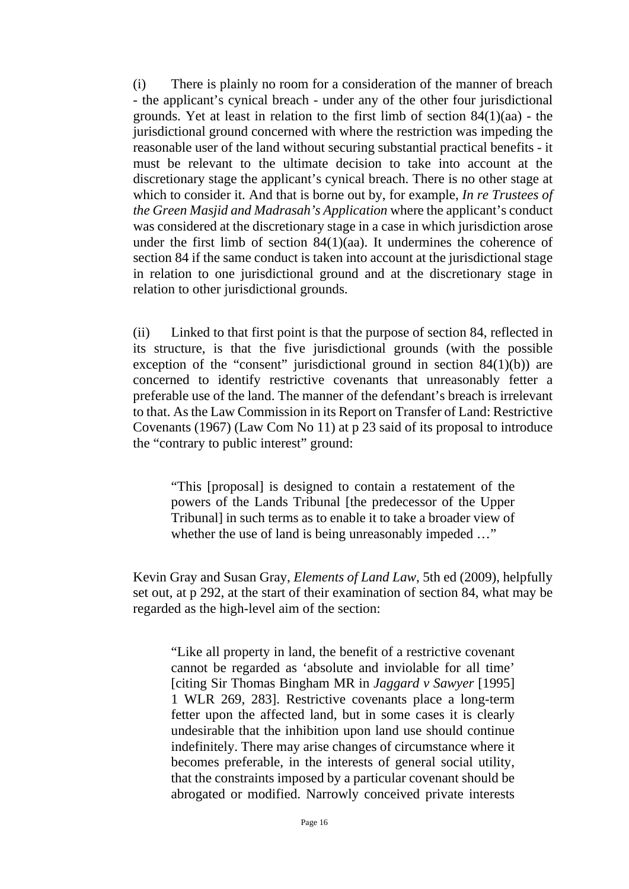(i) There is plainly no room for a consideration of the manner of breach - the applicant's cynical breach - under any of the other four jurisdictional grounds. Yet at least in relation to the first limb of section 84(1)(aa) - the jurisdictional ground concerned with where the restriction was impeding the reasonable user of the land without securing substantial practical benefits - it must be relevant to the ultimate decision to take into account at the discretionary stage the applicant's cynical breach. There is no other stage at which to consider it. And that is borne out by, for example, *In re Trustees of the Green Masjid and Madrasah's Application* where the applicant's conduct was considered at the discretionary stage in a case in which jurisdiction arose under the first limb of section 84(1)(aa). It undermines the coherence of section 84 if the same conduct is taken into account at the jurisdictional stage in relation to one jurisdictional ground and at the discretionary stage in relation to other jurisdictional grounds.

(ii) Linked to that first point is that the purpose of section 84, reflected in its structure, is that the five jurisdictional grounds (with the possible exception of the "consent" jurisdictional ground in section 84(1)(b)) are concerned to identify restrictive covenants that unreasonably fetter a preferable use of the land. The manner of the defendant's breach is irrelevant to that. As the Law Commission in its Report on Transfer of Land: Restrictive Covenants (1967) (Law Com No 11) at p 23 said of its proposal to introduce the "contrary to public interest" ground:

> "This [proposal] is designed to contain a restatement of the powers of the Lands Tribunal [the predecessor of the Upper Tribunal] in such terms as to enable it to take a broader view of whether the use of land is being unreasonably impeded …"

Kevin Gray and Susan Gray, *Elements of Land Law*, 5th ed (2009), helpfully set out, at p 292, at the start of their examination of section 84, what may be regarded as the high-level aim of the section:

> "Like all property in land, the benefit of a restrictive covenant cannot be regarded as 'absolute and inviolable for all time' [citing Sir Thomas Bingham MR in *Jaggard v Sawyer* [1995] 1 WLR 269, 283]. Restrictive covenants place a long-term fetter upon the affected land, but in some cases it is clearly undesirable that the inhibition upon land use should continue indefinitely. There may arise changes of circumstance where it becomes preferable, in the interests of general social utility, that the constraints imposed by a particular covenant should be abrogated or modified. Narrowly conceived private interests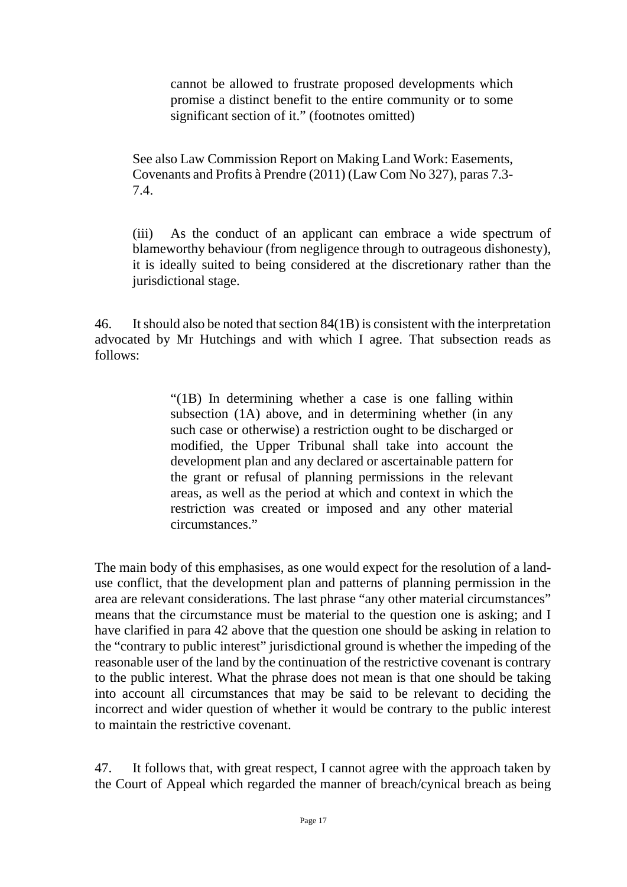> cannot be allowed to frustrate proposed developments which promise a distinct benefit to the entire community or to some significant section of it." (footnotes omitted)

See also Law Commission Report on Making Land Work: Easements, Covenants and Profits à Prendre (2011) (Law Com No 327), paras 7.3-7.4.

(iii) As the conduct of an applicant can embrace a wide spectrum of blameworthy behaviour (from negligence through to outrageous dishonesty), it is ideally suited to being considered at the discretionary rather than the jurisdictional stage.

46. It should also be noted that section 84(1B) is consistent with the interpretation advocated by Mr Hutchings and with which I agree. That subsection reads as follows:

> "(1B) In determining whether a case is one falling within subsection (1A) above, and in determining whether (in any such case or otherwise) a restriction ought to be discharged or modified, the Upper Tribunal shall take into account the development plan and any declared or ascertainable pattern for the grant or refusal of planning permissions in the relevant areas, as well as the period at which and context in which the restriction was created or imposed and any other material circumstances."

The main body of this emphasises, as one would expect for the resolution of a land-use conflict, that the development plan and patterns of planning permission in the area are relevant considerations. The last phrase "any other material circumstances" means that the circumstance must be material to the question one is asking; and I have clarified in para 42 above that the question one should be asking in relation to the "contrary to public interest" jurisdictional ground is whether the impeding of the reasonable user of the land by the continuation of the restrictive covenant is contrary to the public interest. What the phrase does not mean is that one should be taking into account all circumstances that may be said to be relevant to deciding the incorrect and wider question of whether it would be contrary to the public interest to maintain the restrictive covenant.

47. It follows that, with great respect, I cannot agree with the approach taken by the Court of Appeal which regarded the manner of breach/cynical breach as being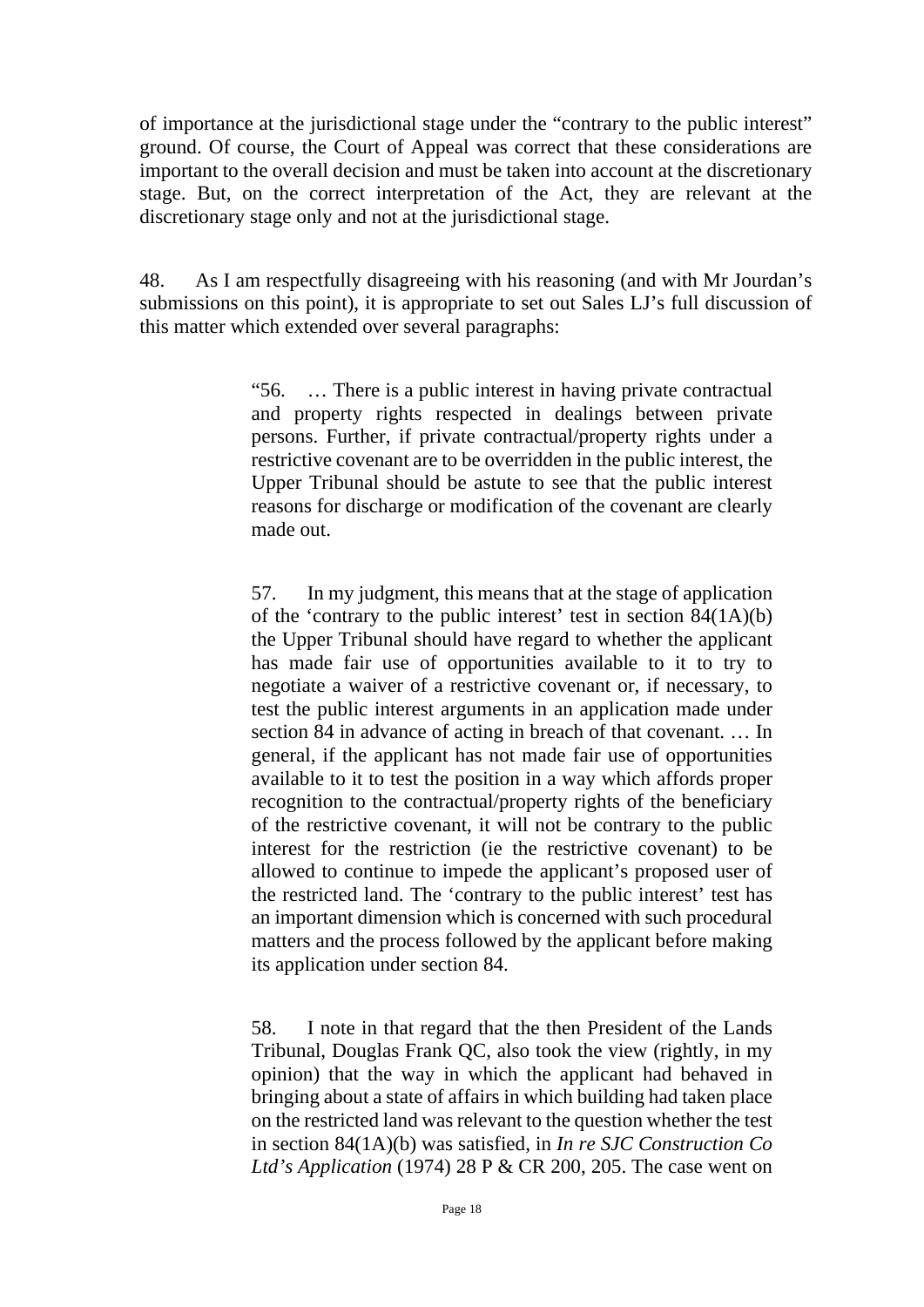of importance at the jurisdictional stage under the "contrary to the public interest" ground. Of course, the Court of Appeal was correct that these considerations are important to the overall decision and must be taken into account at the discretionary stage. But, on the correct interpretation of the Act, they are relevant at the discretionary stage only and not at the jurisdictional stage.

48. As I am respectfully disagreeing with his reasoning (and with Mr Jourdan's submissions on this point), it is appropriate to set out Sales LJ's full discussion of this matter which extended over several paragraphs:

> "56. … There is a public interest in having private contractual and property rights respected in dealings between private persons. Further, if private contractual/property rights under a restrictive covenant are to be overridden in the public interest, the Upper Tribunal should be astute to see that the public interest reasons for discharge or modification of the covenant are clearly made out.
>
> 57. In my judgment, this means that at the stage of application of the 'contrary to the public interest' test in section 84(1A)(b) the Upper Tribunal should have regard to whether the applicant has made fair use of opportunities available to it to try to negotiate a waiver of a restrictive covenant or, if necessary, to test the public interest arguments in an application made under section 84 in advance of acting in breach of that covenant. … In general, if the applicant has not made fair use of opportunities available to it to test the position in a way which affords proper recognition to the contractual/property rights of the beneficiary of the restrictive covenant, it will not be contrary to the public interest for the restriction (ie the restrictive covenant) to be allowed to continue to impede the applicant's proposed user of the restricted land. The 'contrary to the public interest' test has an important dimension which is concerned with such procedural matters and the process followed by the applicant before making its application under section 84.
>
> 58. I note in that regard that the then President of the Lands Tribunal, Douglas Frank QC, also took the view (rightly, in my opinion) that the way in which the applicant had behaved in bringing about a state of affairs in which building had taken place on the restricted land was relevant to the question whether the test in section 84(1A)(b) was satisfied, in *In re SJC Construction Co Ltd's Application* (1974) 28 P & CR 200, 205. The case went on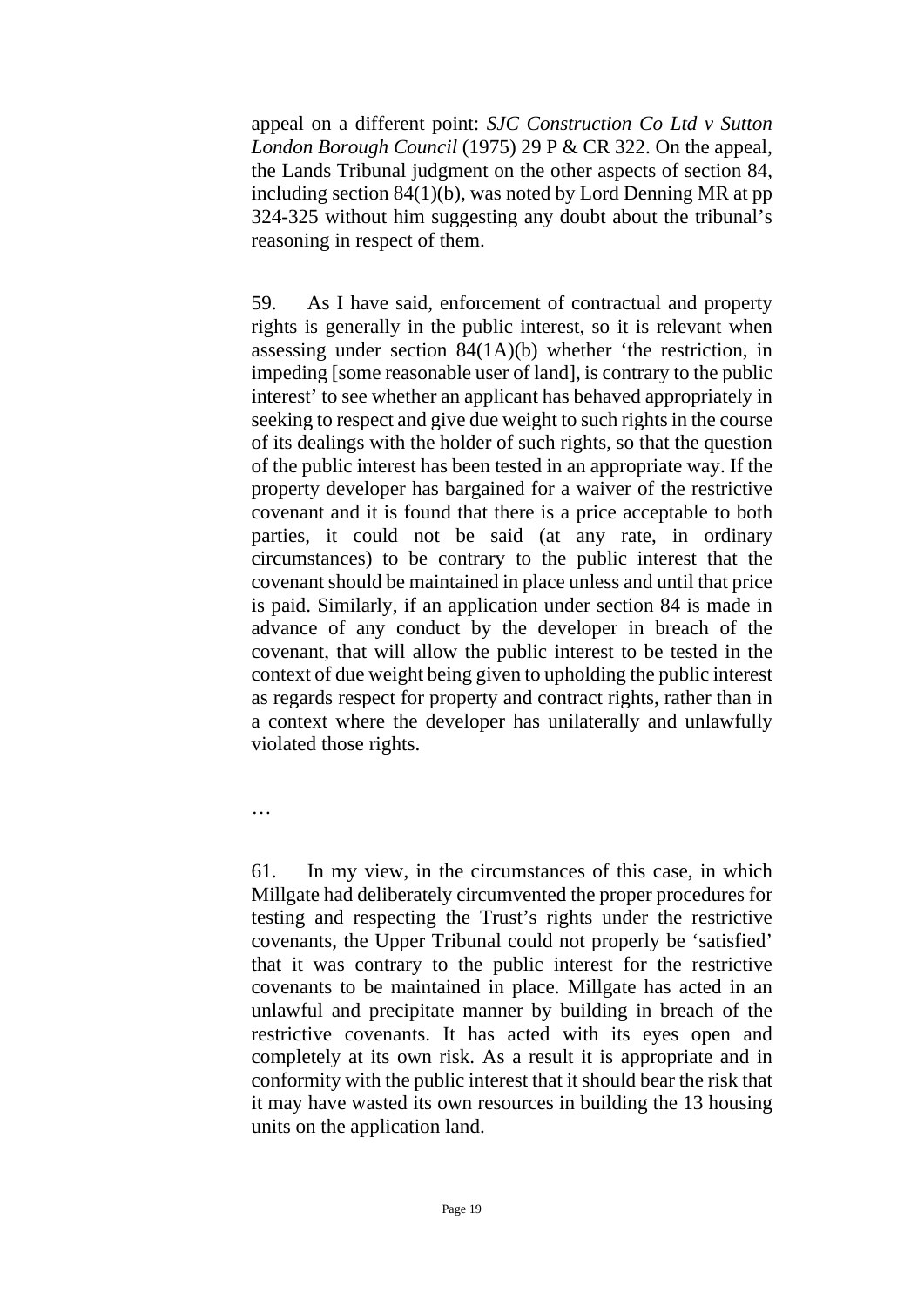appeal on a different point: *SJC Construction Co Ltd v Sutton London Borough Council* (1975) 29 P & CR 322. On the appeal, the Lands Tribunal judgment on the other aspects of section 84, including section 84(1)(b), was noted by Lord Denning MR at pp 324-325 without him suggesting any doubt about the tribunal's reasoning in respect of them.

59. As I have said, enforcement of contractual and property rights is generally in the public interest, so it is relevant when assessing under section 84(1A)(b) whether 'the restriction, in impeding [some reasonable user of land], is contrary to the public interest' to see whether an applicant has behaved appropriately in seeking to respect and give due weight to such rights in the course of its dealings with the holder of such rights, so that the question of the public interest has been tested in an appropriate way. If the property developer has bargained for a waiver of the restrictive covenant and it is found that there is a price acceptable to both parties, it could not be said (at any rate, in ordinary circumstances) to be contrary to the public interest that the covenant should be maintained in place unless and until that price is paid. Similarly, if an application under section 84 is made in advance of any conduct by the developer in breach of the covenant, that will allow the public interest to be tested in the context of due weight being given to upholding the public interest as regards respect for property and contract rights, rather than in a context where the developer has unilaterally and unlawfully violated those rights.

…

61. In my view, in the circumstances of this case, in which Millgate had deliberately circumvented the proper procedures for testing and respecting the Trust's rights under the restrictive covenants, the Upper Tribunal could not properly be 'satisfied' that it was contrary to the public interest for the restrictive covenants to be maintained in place. Millgate has acted in an unlawful and precipitate manner by building in breach of the restrictive covenants. It has acted with its eyes open and completely at its own risk. As a result it is appropriate and in conformity with the public interest that it should bear the risk that it may have wasted its own resources in building the 13 housing units on the application land.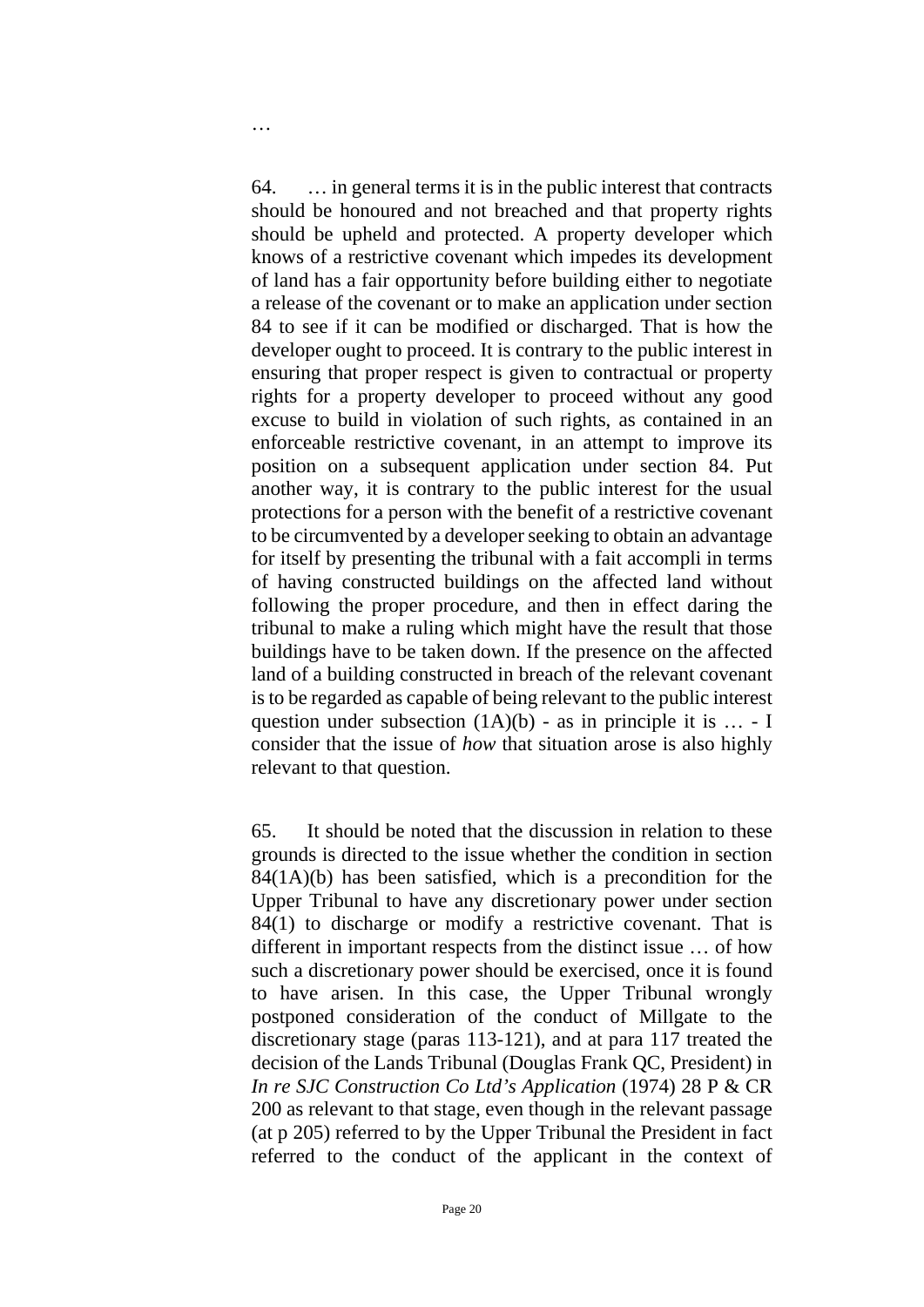…

64. … in general terms it is in the public interest that contracts should be honoured and not breached and that property rights should be upheld and protected. A property developer which knows of a restrictive covenant which impedes its development of land has a fair opportunity before building either to negotiate a release of the covenant or to make an application under section 84 to see if it can be modified or discharged. That is how the developer ought to proceed. It is contrary to the public interest in ensuring that proper respect is given to contractual or property rights for a property developer to proceed without any good excuse to build in violation of such rights, as contained in an enforceable restrictive covenant, in an attempt to improve its position on a subsequent application under section 84. Put another way, it is contrary to the public interest for the usual protections for a person with the benefit of a restrictive covenant to be circumvented by a developer seeking to obtain an advantage for itself by presenting the tribunal with a fait accompli in terms of having constructed buildings on the affected land without following the proper procedure, and then in effect daring the tribunal to make a ruling which might have the result that those buildings have to be taken down. If the presence on the affected land of a building constructed in breach of the relevant covenant is to be regarded as capable of being relevant to the public interest question under subsection (1A)(b) - as in principle it is … - I consider that the issue of *how* that situation arose is also highly relevant to that question.

65. It should be noted that the discussion in relation to these grounds is directed to the issue whether the condition in section 84(1A)(b) has been satisfied, which is a precondition for the Upper Tribunal to have any discretionary power under section 84(1) to discharge or modify a restrictive covenant. That is different in important respects from the distinct issue … of how such a discretionary power should be exercised, once it is found to have arisen. In this case, the Upper Tribunal wrongly postponed consideration of the conduct of Millgate to the discretionary stage (paras 113-121), and at para 117 treated the decision of the Lands Tribunal (Douglas Frank QC, President) in *In re SJC Construction Co Ltd's Application* (1974) 28 P & CR 200 as relevant to that stage, even though in the relevant passage (at p 205) referred to by the Upper Tribunal the President in fact referred to the conduct of the applicant in the context of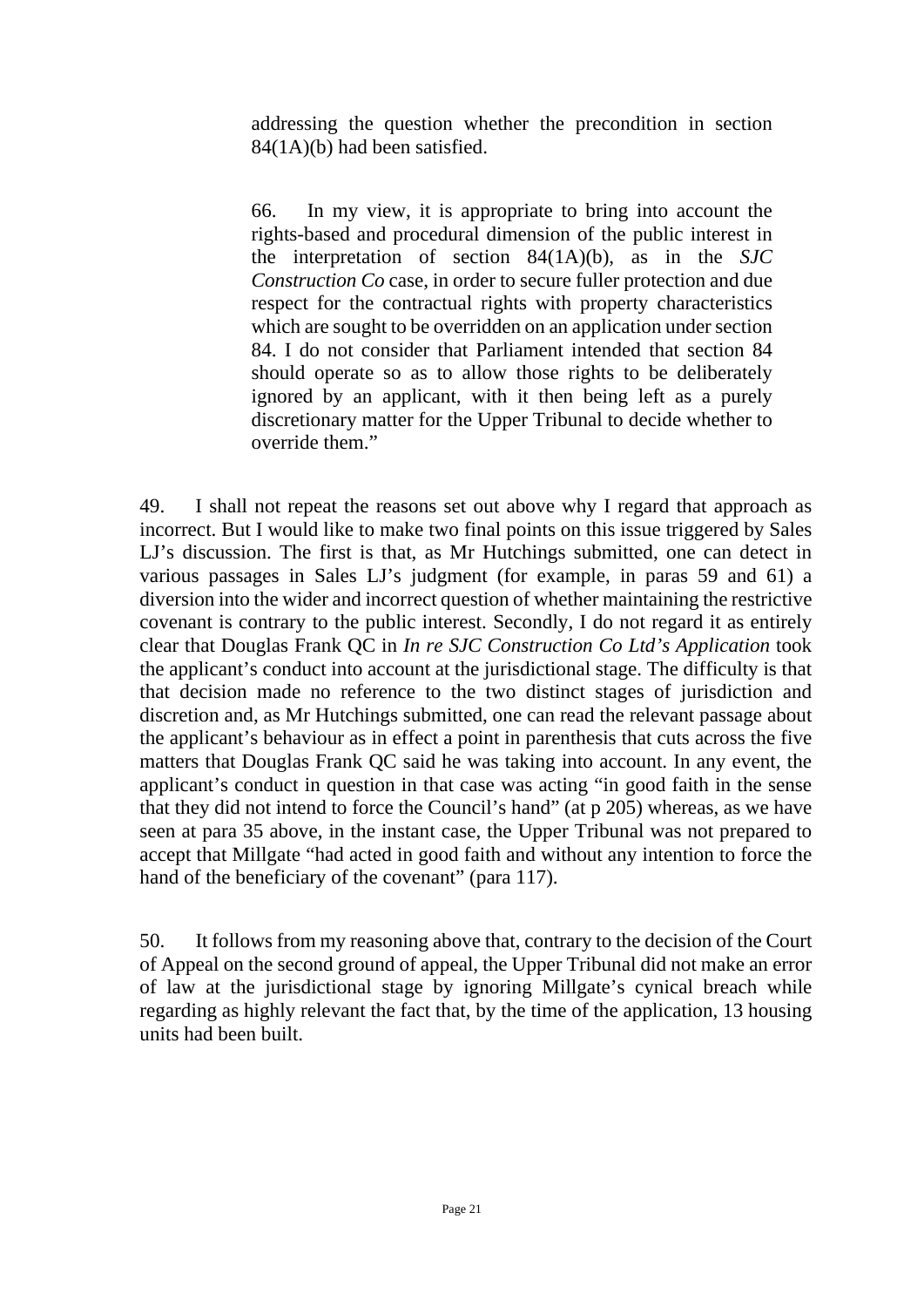> addressing the question whether the precondition in section 84(1A)(b) had been satisfied.
>
> 66. In my view, it is appropriate to bring into account the rights-based and procedural dimension of the public interest in the interpretation of section 84(1A)(b), as in the *SJC Construction Co* case, in order to secure fuller protection and due respect for the contractual rights with property characteristics which are sought to be overridden on an application under section 84. I do not consider that Parliament intended that section 84 should operate so as to allow those rights to be deliberately ignored by an applicant, with it then being left as a purely discretionary matter for the Upper Tribunal to decide whether to override them."

49. I shall not repeat the reasons set out above why I regard that approach as incorrect. But I would like to make two final points on this issue triggered by Sales LJ's discussion. The first is that, as Mr Hutchings submitted, one can detect in various passages in Sales LJ's judgment (for example, in paras 59 and 61) a diversion into the wider and incorrect question of whether maintaining the restrictive covenant is contrary to the public interest. Secondly, I do not regard it as entirely clear that Douglas Frank QC in *In re SJC Construction Co Ltd's Application* took the applicant's conduct into account at the jurisdictional stage. The difficulty is that that decision made no reference to the two distinct stages of jurisdiction and discretion and, as Mr Hutchings submitted, one can read the relevant passage about the applicant's behaviour as in effect a point in parenthesis that cuts across the five matters that Douglas Frank QC said he was taking into account. In any event, the applicant's conduct in question in that case was acting "in good faith in the sense that they did not intend to force the Council's hand" (at p 205) whereas, as we have seen at para 35 above, in the instant case, the Upper Tribunal was not prepared to accept that Millgate "had acted in good faith and without any intention to force the hand of the beneficiary of the covenant" (para 117).

50. It follows from my reasoning above that, contrary to the decision of the Court of Appeal on the second ground of appeal, the Upper Tribunal did not make an error of law at the jurisdictional stage by ignoring Millgate's cynical breach while regarding as highly relevant the fact that, by the time of the application, 13 housing units had been built.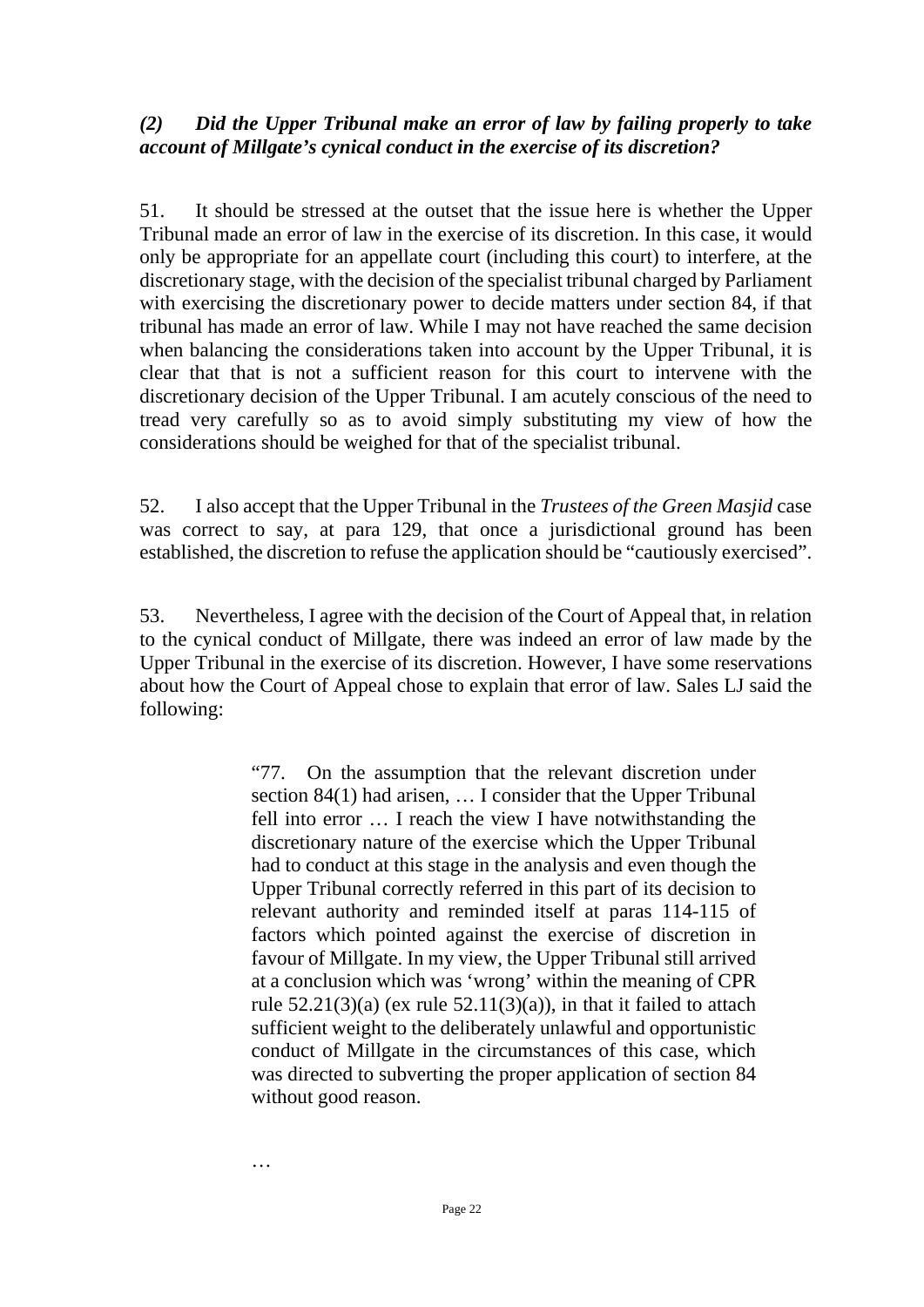### *(2) Did the Upper Tribunal make an error of law by failing properly to take account of Millgate's cynical conduct in the exercise of its discretion?*

51. It should be stressed at the outset that the issue here is whether the Upper Tribunal made an error of law in the exercise of its discretion. In this case, it would only be appropriate for an appellate court (including this court) to interfere, at the discretionary stage, with the decision of the specialist tribunal charged by Parliament with exercising the discretionary power to decide matters under section 84, if that tribunal has made an error of law. While I may not have reached the same decision when balancing the considerations taken into account by the Upper Tribunal, it is clear that that is not a sufficient reason for this court to intervene with the discretionary decision of the Upper Tribunal. I am acutely conscious of the need to tread very carefully so as to avoid simply substituting my view of how the considerations should be weighed for that of the specialist tribunal.

52. I also accept that the Upper Tribunal in the *Trustees of the Green Masjid* case was correct to say, at para 129, that once a jurisdictional ground has been established, the discretion to refuse the application should be "cautiously exercised".

53. Nevertheless, I agree with the decision of the Court of Appeal that, in relation to the cynical conduct of Millgate, there was indeed an error of law made by the Upper Tribunal in the exercise of its discretion. However, I have some reservations about how the Court of Appeal chose to explain that error of law. Sales LJ said the following:

> "77. On the assumption that the relevant discretion under section 84(1) had arisen, … I consider that the Upper Tribunal fell into error … I reach the view I have notwithstanding the discretionary nature of the exercise which the Upper Tribunal had to conduct at this stage in the analysis and even though the Upper Tribunal correctly referred in this part of its decision to relevant authority and reminded itself at paras 114-115 of factors which pointed against the exercise of discretion in favour of Millgate. In my view, the Upper Tribunal still arrived at a conclusion which was 'wrong' within the meaning of CPR rule 52.21(3)(a) (ex rule 52.11(3)(a)), in that it failed to attach sufficient weight to the deliberately unlawful and opportunistic conduct of Millgate in the circumstances of this case, which was directed to subverting the proper application of section 84 without good reason.
>
> …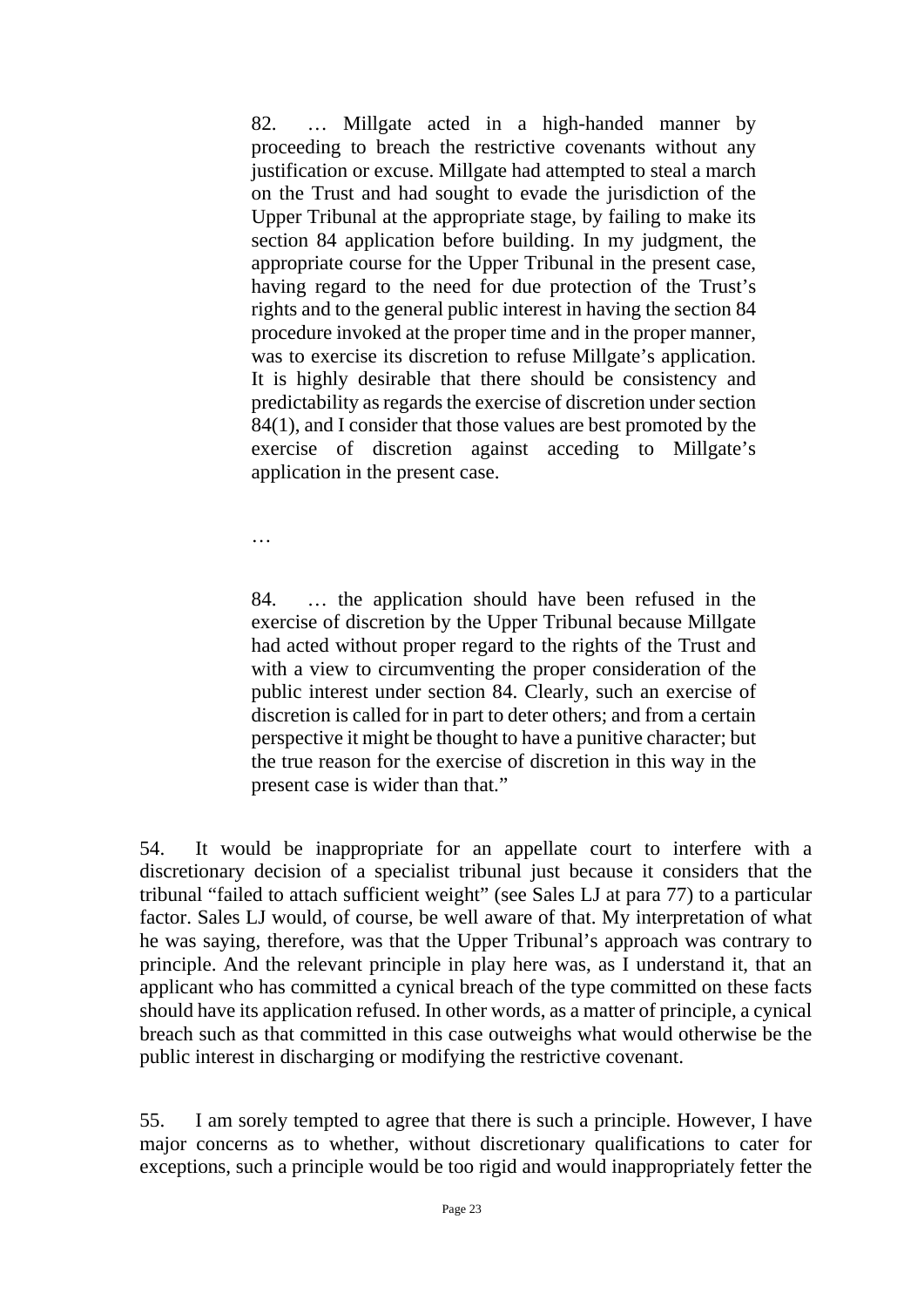> 82. … Millgate acted in a high-handed manner by proceeding to breach the restrictive covenants without any justification or excuse. Millgate had attempted to steal a march on the Trust and had sought to evade the jurisdiction of the Upper Tribunal at the appropriate stage, by failing to make its section 84 application before building. In my judgment, the appropriate course for the Upper Tribunal in the present case, having regard to the need for due protection of the Trust's rights and to the general public interest in having the section 84 procedure invoked at the proper time and in the proper manner, was to exercise its discretion to refuse Millgate's application. It is highly desirable that there should be consistency and predictability as regards the exercise of discretion under section 84(1), and I consider that those values are best promoted by the exercise of discretion against acceding to Millgate's application in the present case.
>
> …
>
> 84. … the application should have been refused in the exercise of discretion by the Upper Tribunal because Millgate had acted without proper regard to the rights of the Trust and with a view to circumventing the proper consideration of the public interest under section 84. Clearly, such an exercise of discretion is called for in part to deter others; and from a certain perspective it might be thought to have a punitive character; but the true reason for the exercise of discretion in this way in the present case is wider than that."

54. It would be inappropriate for an appellate court to interfere with a discretionary decision of a specialist tribunal just because it considers that the tribunal "failed to attach sufficient weight" (see Sales LJ at para 77) to a particular factor. Sales LJ would, of course, be well aware of that. My interpretation of what he was saying, therefore, was that the Upper Tribunal's approach was contrary to principle. And the relevant principle in play here was, as I understand it, that an applicant who has committed a cynical breach of the type committed on these facts should have its application refused. In other words, as a matter of principle, a cynical breach such as that committed in this case outweighs what would otherwise be the public interest in discharging or modifying the restrictive covenant.

55. I am sorely tempted to agree that there is such a principle. However, I have major concerns as to whether, without discretionary qualifications to cater for exceptions, such a principle would be too rigid and would inappropriately fetter the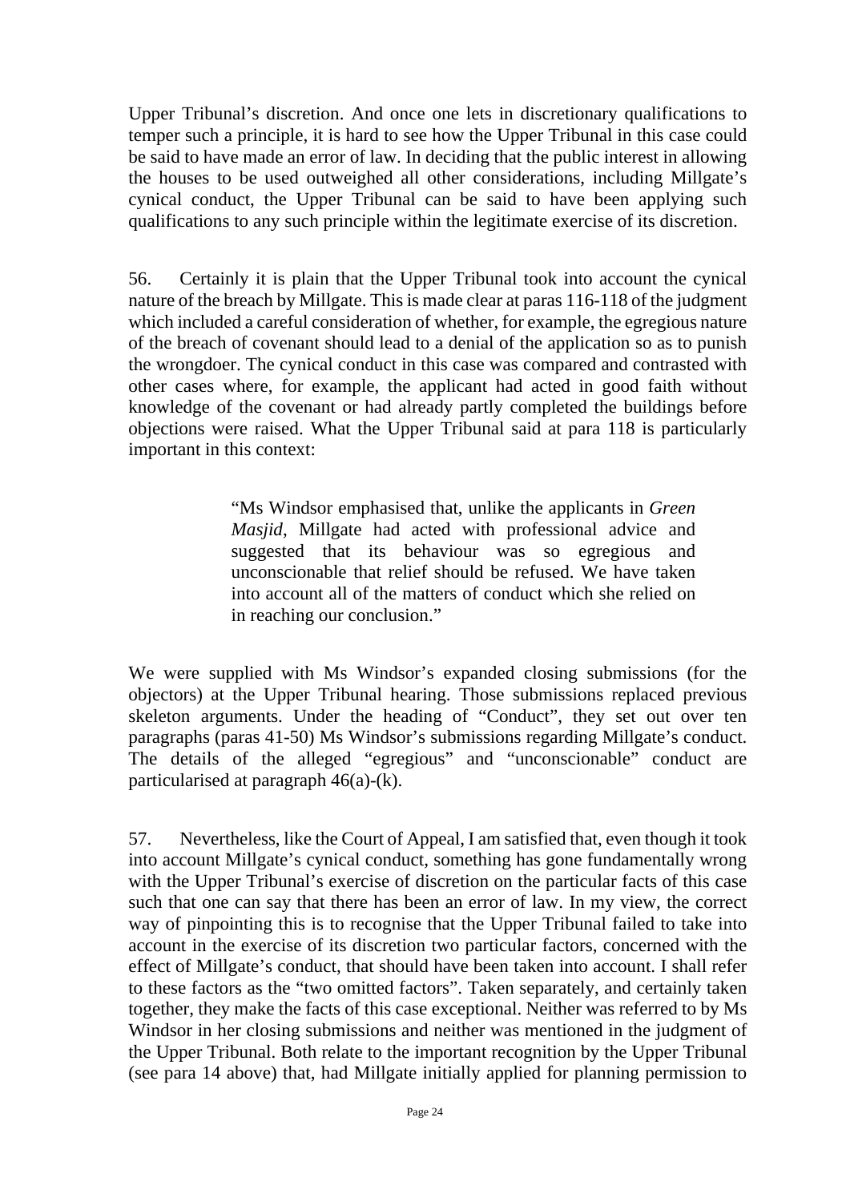Upper Tribunal's discretion. And once one lets in discretionary qualifications to temper such a principle, it is hard to see how the Upper Tribunal in this case could be said to have made an error of law. In deciding that the public interest in allowing the houses to be used outweighed all other considerations, including Millgate's cynical conduct, the Upper Tribunal can be said to have been applying such qualifications to any such principle within the legitimate exercise of its discretion.

56. Certainly it is plain that the Upper Tribunal took into account the cynical nature of the breach by Millgate. This is made clear at paras 116-118 of the judgment which included a careful consideration of whether, for example, the egregious nature of the breach of covenant should lead to a denial of the application so as to punish the wrongdoer. The cynical conduct in this case was compared and contrasted with other cases where, for example, the applicant had acted in good faith without knowledge of the covenant or had already partly completed the buildings before objections were raised. What the Upper Tribunal said at para 118 is particularly important in this context:

> "Ms Windsor emphasised that, unlike the applicants in *Green Masjid*, Millgate had acted with professional advice and suggested that its behaviour was so egregious and unconscionable that relief should be refused. We have taken into account all of the matters of conduct which she relied on in reaching our conclusion."

We were supplied with Ms Windsor's expanded closing submissions (for the objectors) at the Upper Tribunal hearing. Those submissions replaced previous skeleton arguments. Under the heading of "Conduct", they set out over ten paragraphs (paras 41-50) Ms Windsor's submissions regarding Millgate's conduct. The details of the alleged "egregious" and "unconscionable" conduct are particularised at paragraph 46(a)-(k).

57. Nevertheless, like the Court of Appeal, I am satisfied that, even though it took into account Millgate's cynical conduct, something has gone fundamentally wrong with the Upper Tribunal's exercise of discretion on the particular facts of this case such that one can say that there has been an error of law. In my view, the correct way of pinpointing this is to recognise that the Upper Tribunal failed to take into account in the exercise of its discretion two particular factors, concerned with the effect of Millgate's conduct, that should have been taken into account. I shall refer to these factors as the "two omitted factors". Taken separately, and certainly taken together, they make the facts of this case exceptional. Neither was referred to by Ms Windsor in her closing submissions and neither was mentioned in the judgment of the Upper Tribunal. Both relate to the important recognition by the Upper Tribunal (see para 14 above) that, had Millgate initially applied for planning permission to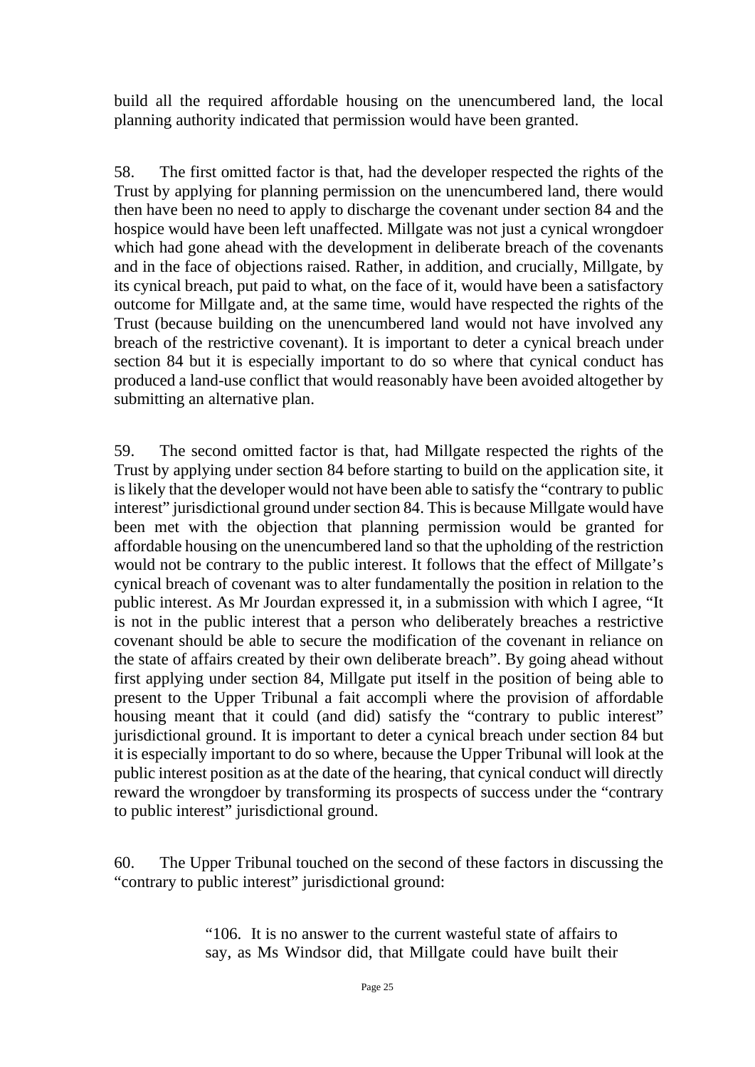build all the required affordable housing on the unencumbered land, the local planning authority indicated that permission would have been granted.

58. The first omitted factor is that, had the developer respected the rights of the Trust by applying for planning permission on the unencumbered land, there would then have been no need to apply to discharge the covenant under section 84 and the hospice would have been left unaffected. Millgate was not just a cynical wrongdoer which had gone ahead with the development in deliberate breach of the covenants and in the face of objections raised. Rather, in addition, and crucially, Millgate, by its cynical breach, put paid to what, on the face of it, would have been a satisfactory outcome for Millgate and, at the same time, would have respected the rights of the Trust (because building on the unencumbered land would not have involved any breach of the restrictive covenant). It is important to deter a cynical breach under section 84 but it is especially important to do so where that cynical conduct has produced a land-use conflict that would reasonably have been avoided altogether by submitting an alternative plan.

59. The second omitted factor is that, had Millgate respected the rights of the Trust by applying under section 84 before starting to build on the application site, it is likely that the developer would not have been able to satisfy the "contrary to public interest" jurisdictional ground under section 84. This is because Millgate would have been met with the objection that planning permission would be granted for affordable housing on the unencumbered land so that the upholding of the restriction would not be contrary to the public interest. It follows that the effect of Millgate's cynical breach of covenant was to alter fundamentally the position in relation to the public interest. As Mr Jourdan expressed it, in a submission with which I agree, "It is not in the public interest that a person who deliberately breaches a restrictive covenant should be able to secure the modification of the covenant in reliance on the state of affairs created by their own deliberate breach". By going ahead without first applying under section 84, Millgate put itself in the position of being able to present to the Upper Tribunal a fait accompli where the provision of affordable housing meant that it could (and did) satisfy the "contrary to public interest" jurisdictional ground. It is important to deter a cynical breach under section 84 but it is especially important to do so where, because the Upper Tribunal will look at the public interest position as at the date of the hearing, that cynical conduct will directly reward the wrongdoer by transforming its prospects of success under the "contrary to public interest" jurisdictional ground.

60. The Upper Tribunal touched on the second of these factors in discussing the "contrary to public interest" jurisdictional ground:

> "106. It is no answer to the current wasteful state of affairs to say, as Ms Windsor did, that Millgate could have built their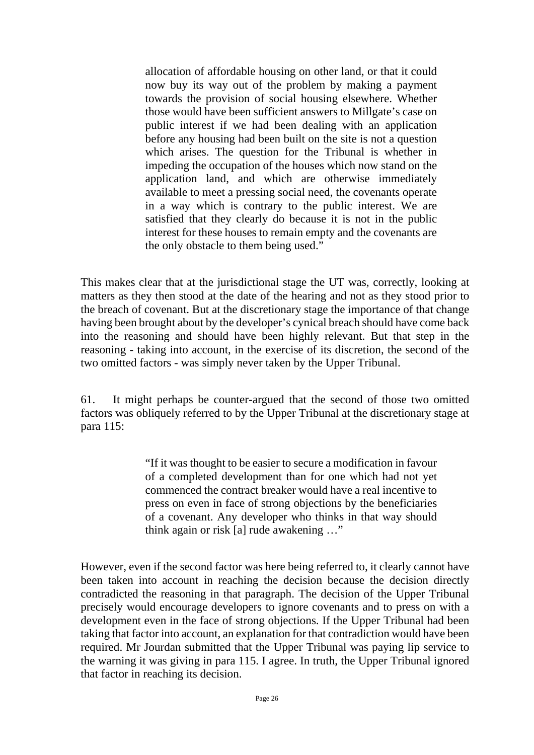> allocation of affordable housing on other land, or that it could now buy its way out of the problem by making a payment towards the provision of social housing elsewhere. Whether those would have been sufficient answers to Millgate's case on public interest if we had been dealing with an application before any housing had been built on the site is not a question which arises. The question for the Tribunal is whether in impeding the occupation of the houses which now stand on the application land, and which are otherwise immediately available to meet a pressing social need, the covenants operate in a way which is contrary to the public interest. We are satisfied that they clearly do because it is not in the public interest for these houses to remain empty and the covenants are the only obstacle to them being used."

This makes clear that at the jurisdictional stage the UT was, correctly, looking at matters as they then stood at the date of the hearing and not as they stood prior to the breach of covenant. But at the discretionary stage the importance of that change having been brought about by the developer's cynical breach should have come back into the reasoning and should have been highly relevant. But that step in the reasoning - taking into account, in the exercise of its discretion, the second of the two omitted factors - was simply never taken by the Upper Tribunal.

61. It might perhaps be counter-argued that the second of those two omitted factors was obliquely referred to by the Upper Tribunal at the discretionary stage at para 115:

> "If it was thought to be easier to secure a modification in favour of a completed development than for one which had not yet commenced the contract breaker would have a real incentive to press on even in face of strong objections by the beneficiaries of a covenant. Any developer who thinks in that way should think again or risk [a] rude awakening …"

However, even if the second factor was here being referred to, it clearly cannot have been taken into account in reaching the decision because the decision directly contradicted the reasoning in that paragraph. The decision of the Upper Tribunal precisely would encourage developers to ignore covenants and to press on with a development even in the face of strong objections. If the Upper Tribunal had been taking that factor into account, an explanation for that contradiction would have been required. Mr Jourdan submitted that the Upper Tribunal was paying lip service to the warning it was giving in para 115. I agree. In truth, the Upper Tribunal ignored that factor in reaching its decision.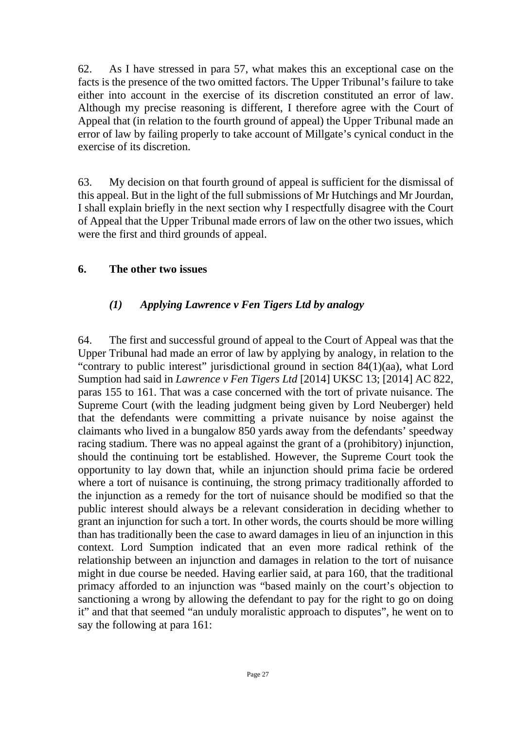62. As I have stressed in para 57, what makes this an exceptional case on the facts is the presence of the two omitted factors. The Upper Tribunal's failure to take either into account in the exercise of its discretion constituted an error of law. Although my precise reasoning is different, I therefore agree with the Court of Appeal that (in relation to the fourth ground of appeal) the Upper Tribunal made an error of law by failing properly to take account of Millgate's cynical conduct in the exercise of its discretion.

63. My decision on that fourth ground of appeal is sufficient for the dismissal of this appeal. But in the light of the full submissions of Mr Hutchings and Mr Jourdan, I shall explain briefly in the next section why I respectfully disagree with the Court of Appeal that the Upper Tribunal made errors of law on the other two issues, which were the first and third grounds of appeal.

## 6. The other two issues

### *(1) Applying Lawrence v Fen Tigers Ltd by analogy*

64. The first and successful ground of appeal to the Court of Appeal was that the Upper Tribunal had made an error of law by applying by analogy, in relation to the "contrary to public interest" jurisdictional ground in section 84(1)(aa), what Lord Sumption had said in *Lawrence v Fen Tigers Ltd* [2014] UKSC 13; [2014] AC 822, paras 155 to 161. That was a case concerned with the tort of private nuisance. The Supreme Court (with the leading judgment being given by Lord Neuberger) held that the defendants were committing a private nuisance by noise against the claimants who lived in a bungalow 850 yards away from the defendants' speedway racing stadium. There was no appeal against the grant of a (prohibitory) injunction, should the continuing tort be established. However, the Supreme Court took the opportunity to lay down that, while an injunction should prima facie be ordered where a tort of nuisance is continuing, the strong primacy traditionally afforded to the injunction as a remedy for the tort of nuisance should be modified so that the public interest should always be a relevant consideration in deciding whether to grant an injunction for such a tort. In other words, the courts should be more willing than has traditionally been the case to award damages in lieu of an injunction in this context. Lord Sumption indicated that an even more radical rethink of the relationship between an injunction and damages in relation to the tort of nuisance might in due course be needed. Having earlier said, at para 160, that the traditional primacy afforded to an injunction was "based mainly on the court's objection to sanctioning a wrong by allowing the defendant to pay for the right to go on doing it" and that that seemed "an unduly moralistic approach to disputes", he went on to say the following at para 161: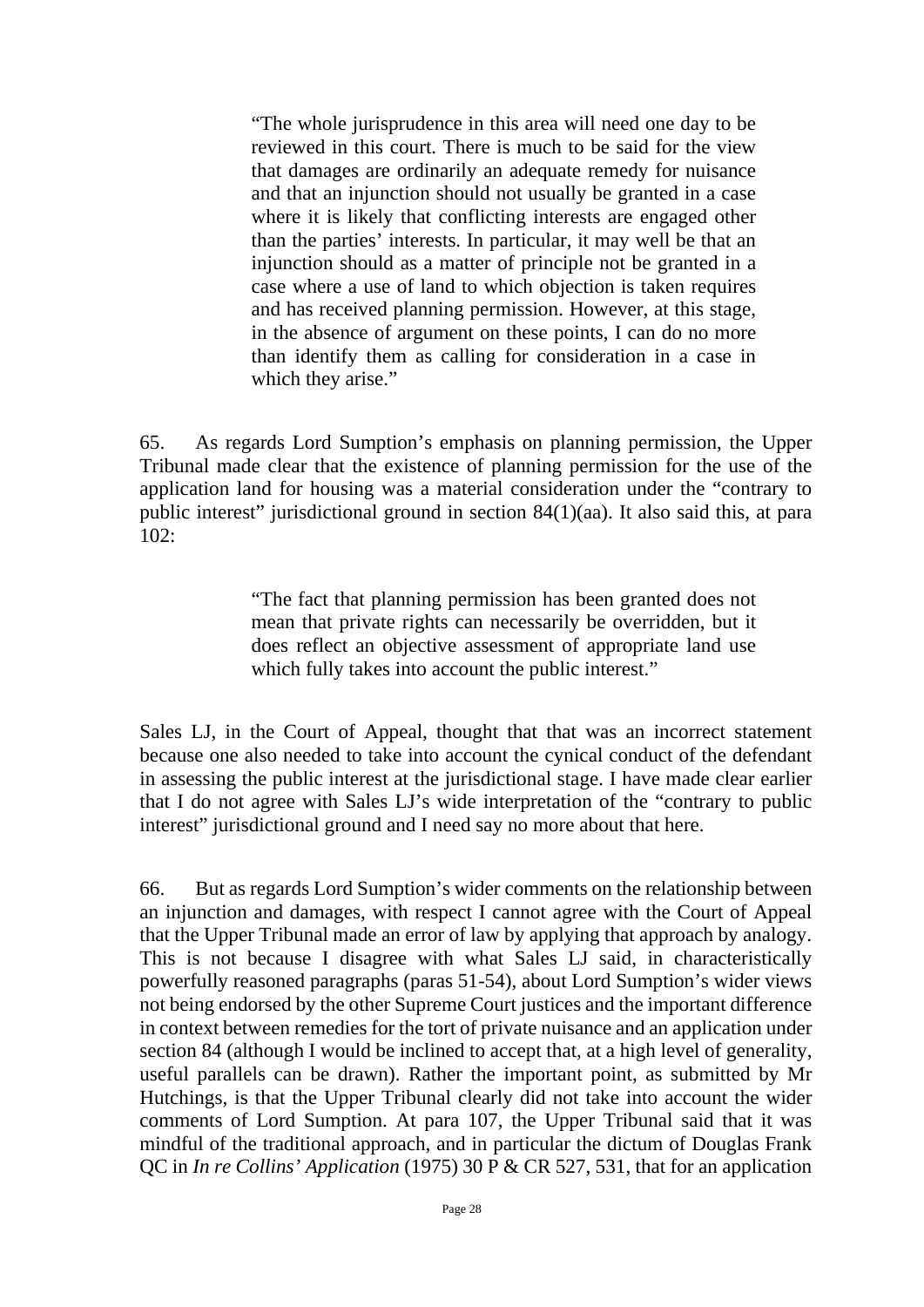> "The whole jurisprudence in this area will need one day to be reviewed in this court. There is much to be said for the view that damages are ordinarily an adequate remedy for nuisance and that an injunction should not usually be granted in a case where it is likely that conflicting interests are engaged other than the parties' interests. In particular, it may well be that an injunction should as a matter of principle not be granted in a case where a use of land to which objection is taken requires and has received planning permission. However, at this stage, in the absence of argument on these points, I can do no more than identify them as calling for consideration in a case in which they arise."

65. As regards Lord Sumption's emphasis on planning permission, the Upper Tribunal made clear that the existence of planning permission for the use of the application land for housing was a material consideration under the "contrary to public interest" jurisdictional ground in section 84(1)(aa). It also said this, at para 102:

> "The fact that planning permission has been granted does not mean that private rights can necessarily be overridden, but it does reflect an objective assessment of appropriate land use which fully takes into account the public interest."

Sales LJ, in the Court of Appeal, thought that that was an incorrect statement because one also needed to take into account the cynical conduct of the defendant in assessing the public interest at the jurisdictional stage. I have made clear earlier that I do not agree with Sales LJ's wide interpretation of the "contrary to public interest" jurisdictional ground and I need say no more about that here.

66. But as regards Lord Sumption's wider comments on the relationship between an injunction and damages, with respect I cannot agree with the Court of Appeal that the Upper Tribunal made an error of law by applying that approach by analogy. This is not because I disagree with what Sales LJ said, in characteristically powerfully reasoned paragraphs (paras 51-54), about Lord Sumption's wider views not being endorsed by the other Supreme Court justices and the important difference in context between remedies for the tort of private nuisance and an application under section 84 (although I would be inclined to accept that, at a high level of generality, useful parallels can be drawn). Rather the important point, as submitted by Mr Hutchings, is that the Upper Tribunal clearly did not take into account the wider comments of Lord Sumption. At para 107, the Upper Tribunal said that it was mindful of the traditional approach, and in particular the dictum of Douglas Frank QC in *In re Collins' Application* (1975) 30 P & CR 527, 531, that for an application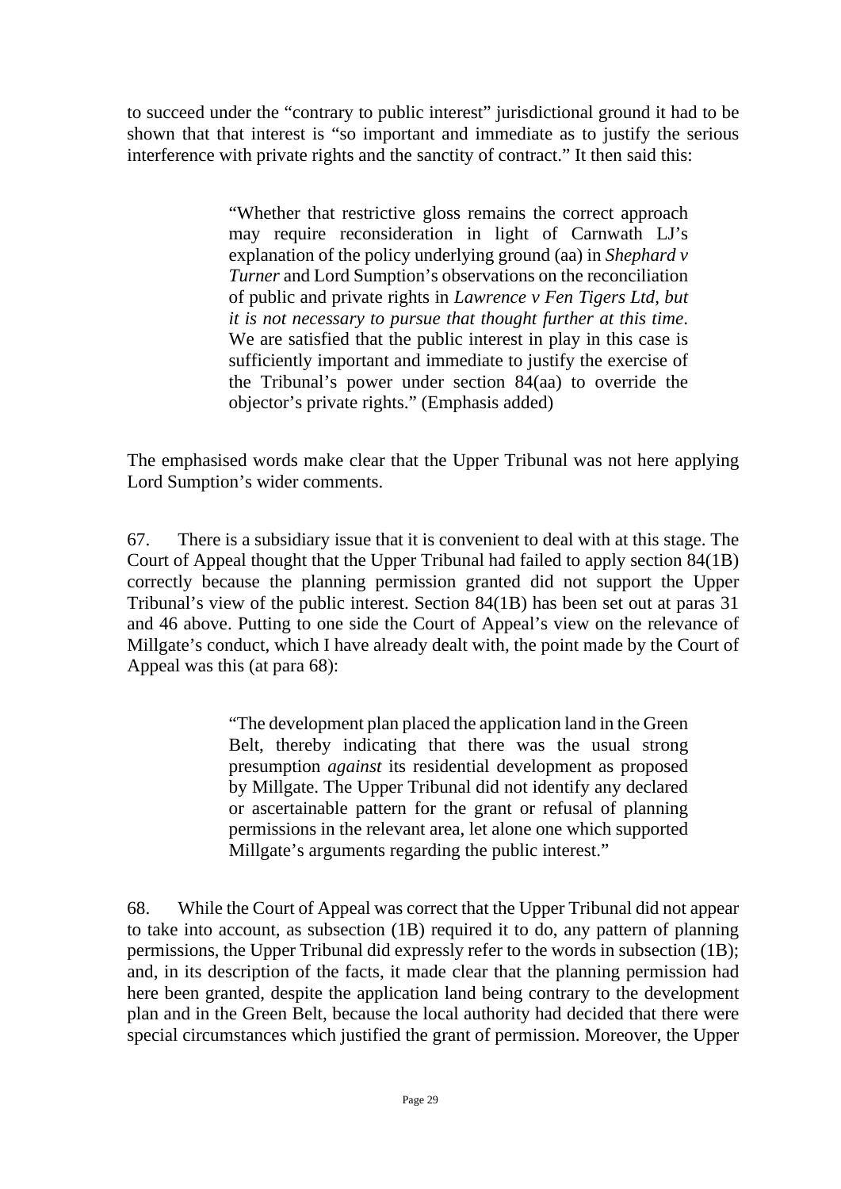to succeed under the "contrary to public interest" jurisdictional ground it had to be shown that that interest is "so important and immediate as to justify the serious interference with private rights and the sanctity of contract." It then said this:

> "Whether that restrictive gloss remains the correct approach may require reconsideration in light of Carnwath LJ's explanation of the policy underlying ground (aa) in *Shephard v Turner* and Lord Sumption's observations on the reconciliation of public and private rights in *Lawrence v Fen Tigers Ltd*, *but it is not necessary to pursue that thought further at this time*. We are satisfied that the public interest in play in this case is sufficiently important and immediate to justify the exercise of the Tribunal's power under section 84(aa) to override the objector's private rights." (Emphasis added)

The emphasised words make clear that the Upper Tribunal was not here applying Lord Sumption's wider comments.

67. There is a subsidiary issue that it is convenient to deal with at this stage. The Court of Appeal thought that the Upper Tribunal had failed to apply section 84(1B) correctly because the planning permission granted did not support the Upper Tribunal's view of the public interest. Section 84(1B) has been set out at paras 31 and 46 above. Putting to one side the Court of Appeal's view on the relevance of Millgate's conduct, which I have already dealt with, the point made by the Court of Appeal was this (at para 68):

> "The development plan placed the application land in the Green Belt, thereby indicating that there was the usual strong presumption *against* its residential development as proposed by Millgate. The Upper Tribunal did not identify any declared or ascertainable pattern for the grant or refusal of planning permissions in the relevant area, let alone one which supported Millgate's arguments regarding the public interest."

68. While the Court of Appeal was correct that the Upper Tribunal did not appear to take into account, as subsection (1B) required it to do, any pattern of planning permissions, the Upper Tribunal did expressly refer to the words in subsection (1B); and, in its description of the facts, it made clear that the planning permission had here been granted, despite the application land being contrary to the development plan and in the Green Belt, because the local authority had decided that there were special circumstances which justified the grant of permission. Moreover, the Upper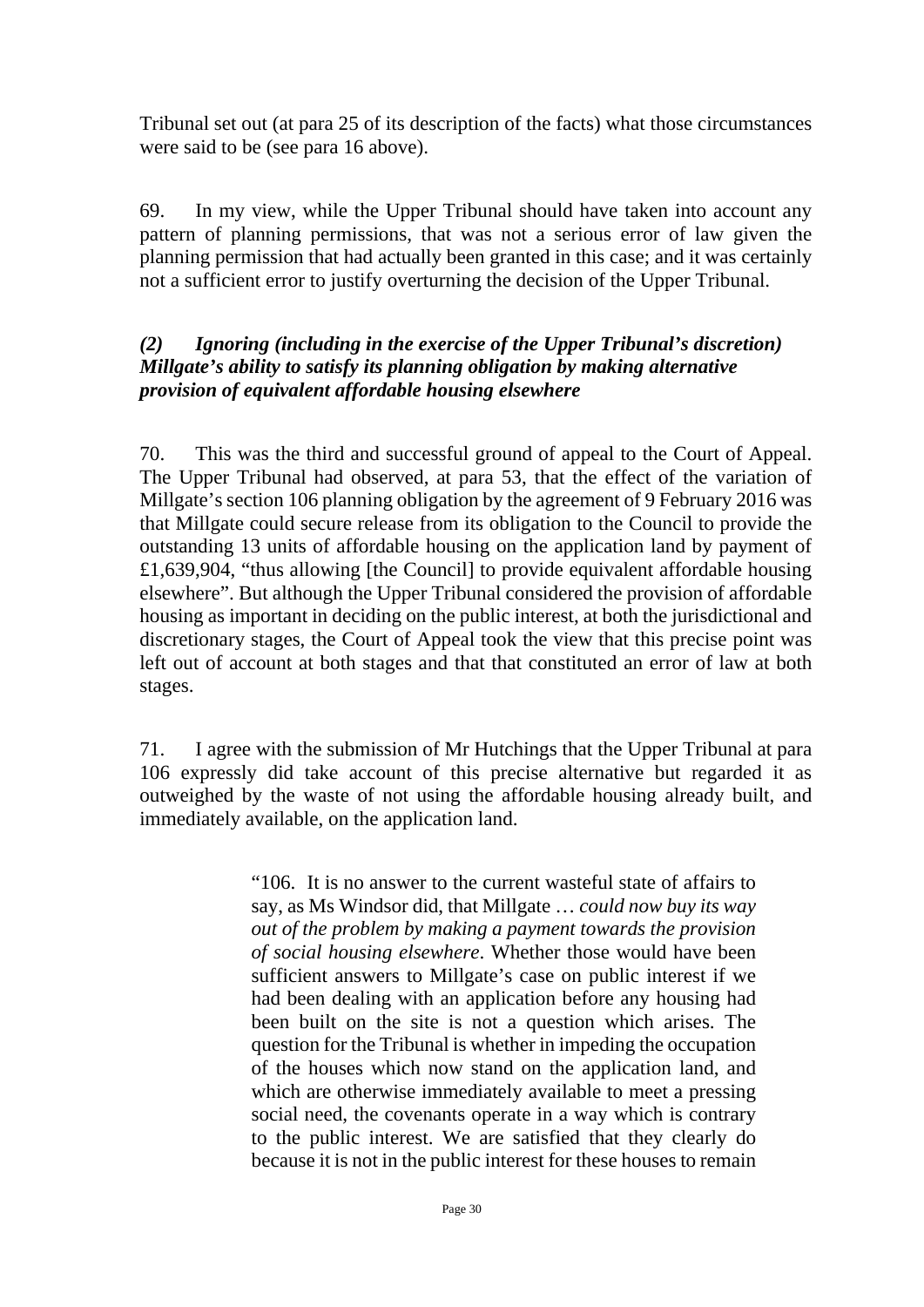Tribunal set out (at para 25 of its description of the facts) what those circumstances were said to be (see para 16 above).

69. In my view, while the Upper Tribunal should have taken into account any pattern of planning permissions, that was not a serious error of law given the planning permission that had actually been granted in this case; and it was certainly not a sufficient error to justify overturning the decision of the Upper Tribunal.

### *(2) Ignoring (including in the exercise of the Upper Tribunal's discretion) Millgate's ability to satisfy its planning obligation by making alternative provision of equivalent affordable housing elsewhere*

70. This was the third and successful ground of appeal to the Court of Appeal. The Upper Tribunal had observed, at para 53, that the effect of the variation of Millgate's section 106 planning obligation by the agreement of 9 February 2016 was that Millgate could secure release from its obligation to the Council to provide the outstanding 13 units of affordable housing on the application land by payment of £1,639,904, "thus allowing [the Council] to provide equivalent affordable housing elsewhere". But although the Upper Tribunal considered the provision of affordable housing as important in deciding on the public interest, at both the jurisdictional and discretionary stages, the Court of Appeal took the view that this precise point was left out of account at both stages and that that constituted an error of law at both stages.

71. I agree with the submission of Mr Hutchings that the Upper Tribunal at para 106 expressly did take account of this precise alternative but regarded it as outweighed by the waste of not using the affordable housing already built, and immediately available, on the application land.

> "106. It is no answer to the current wasteful state of affairs to say, as Ms Windsor did, that Millgate … *could now buy its way out of the problem by making a payment towards the provision of social housing elsewhere*. Whether those would have been sufficient answers to Millgate's case on public interest if we had been dealing with an application before any housing had been built on the site is not a question which arises. The question for the Tribunal is whether in impeding the occupation of the houses which now stand on the application land, and which are otherwise immediately available to meet a pressing social need, the covenants operate in a way which is contrary to the public interest. We are satisfied that they clearly do because it is not in the public interest for these houses to remain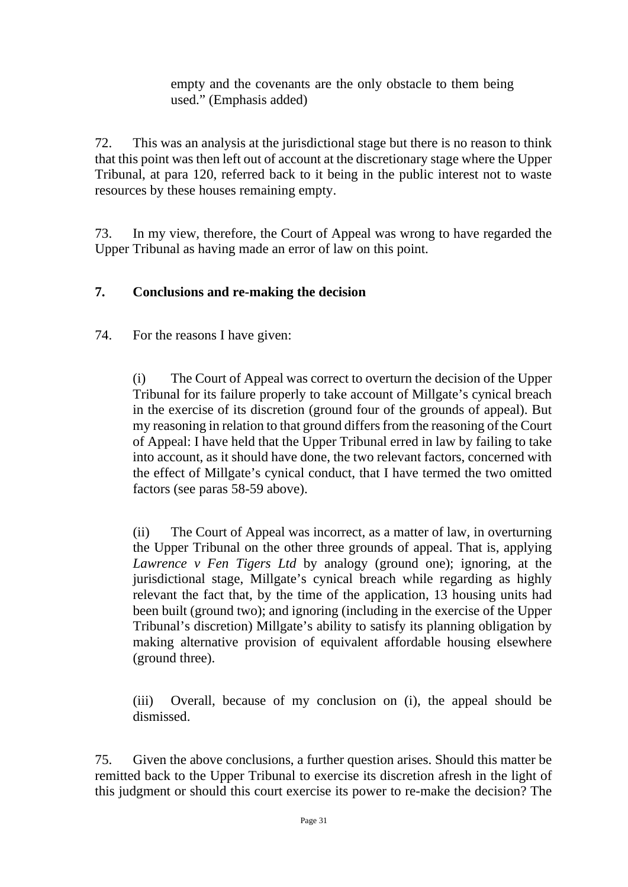empty and the covenants are the only obstacle to them being used." (Emphasis added)

72. This was an analysis at the jurisdictional stage but there is no reason to think that this point was then left out of account at the discretionary stage where the Upper Tribunal, at para 120, referred back to it being in the public interest not to waste resources by these houses remaining empty.

73. In my view, therefore, the Court of Appeal was wrong to have regarded the Upper Tribunal as having made an error of law on this point.

## 7. Conclusions and re-making the decision

74. For the reasons I have given:

(i) The Court of Appeal was correct to overturn the decision of the Upper Tribunal for its failure properly to take account of Millgate's cynical breach in the exercise of its discretion (ground four of the grounds of appeal). But my reasoning in relation to that ground differs from the reasoning of the Court of Appeal: I have held that the Upper Tribunal erred in law by failing to take into account, as it should have done, the two relevant factors, concerned with the effect of Millgate's cynical conduct, that I have termed the two omitted factors (see paras 58-59 above).

(ii) The Court of Appeal was incorrect, as a matter of law, in overturning the Upper Tribunal on the other three grounds of appeal. That is, applying *Lawrence v Fen Tigers Ltd* by analogy (ground one); ignoring, at the jurisdictional stage, Millgate's cynical breach while regarding as highly relevant the fact that, by the time of the application, 13 housing units had been built (ground two); and ignoring (including in the exercise of the Upper Tribunal's discretion) Millgate's ability to satisfy its planning obligation by making alternative provision of equivalent affordable housing elsewhere (ground three).

(iii) Overall, because of my conclusion on (i), the appeal should be dismissed.

75. Given the above conclusions, a further question arises. Should this matter be remitted back to the Upper Tribunal to exercise its discretion afresh in the light of this judgment or should this court exercise its power to re-make the decision? The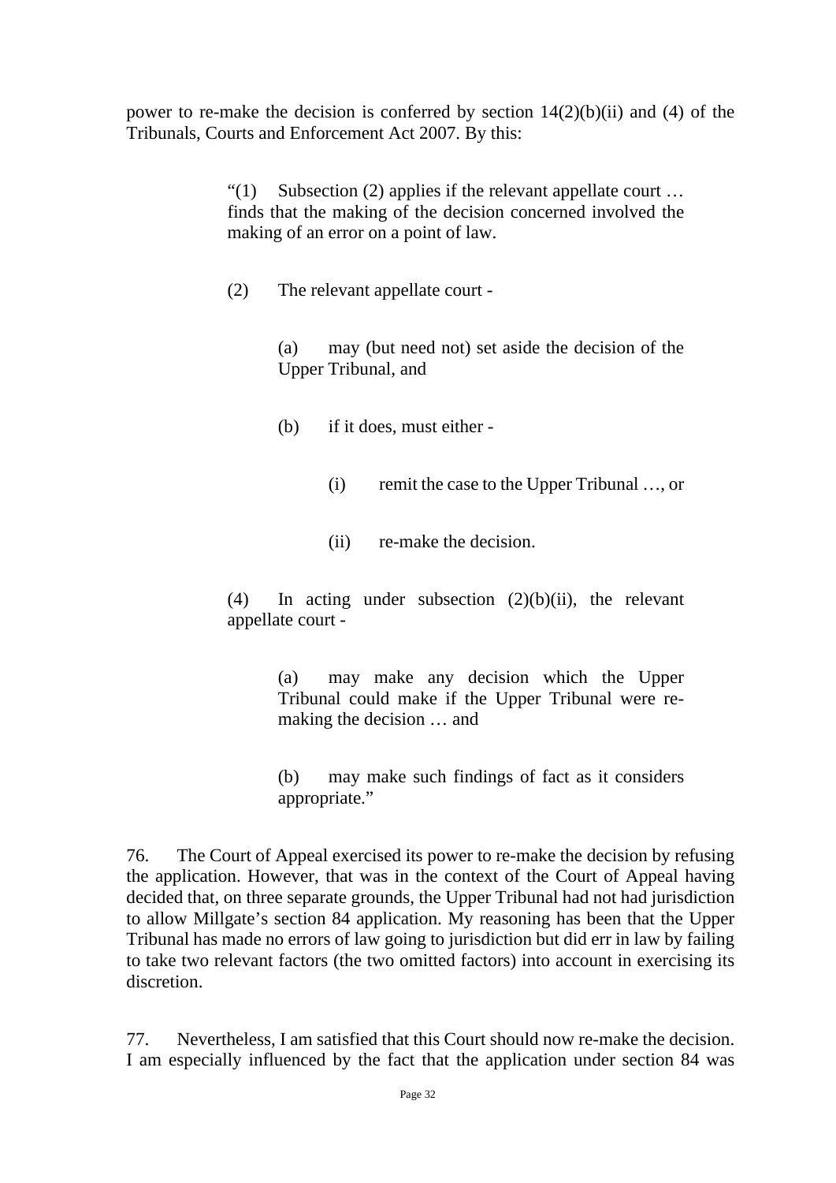power to re-make the decision is conferred by section 14(2)(b)(ii) and (4) of the Tribunals, Courts and Enforcement Act 2007. By this:

> "(1) Subsection (2) applies if the relevant appellate court … finds that the making of the decision concerned involved the making of an error on a point of law.
>
> (2) The relevant appellate court -
>
> > (a) may (but need not) set aside the decision of the Upper Tribunal, and
> >
> > (b) if it does, must either -
> >
> > > (i) remit the case to the Upper Tribunal …, or
> > >
> > > (ii) re-make the decision.
>
> (4) In acting under subsection (2)(b)(ii), the relevant appellate court -
>
> > (a) may make any decision which the Upper Tribunal could make if the Upper Tribunal were re-making the decision … and
> >
> > (b) may make such findings of fact as it considers appropriate."

76. The Court of Appeal exercised its power to re-make the decision by refusing the application. However, that was in the context of the Court of Appeal having decided that, on three separate grounds, the Upper Tribunal had not had jurisdiction to allow Millgate's section 84 application. My reasoning has been that the Upper Tribunal has made no errors of law going to jurisdiction but did err in law by failing to take two relevant factors (the two omitted factors) into account in exercising its discretion.

77. Nevertheless, I am satisfied that this Court should now re-make the decision. I am especially influenced by the fact that the application under section 84 was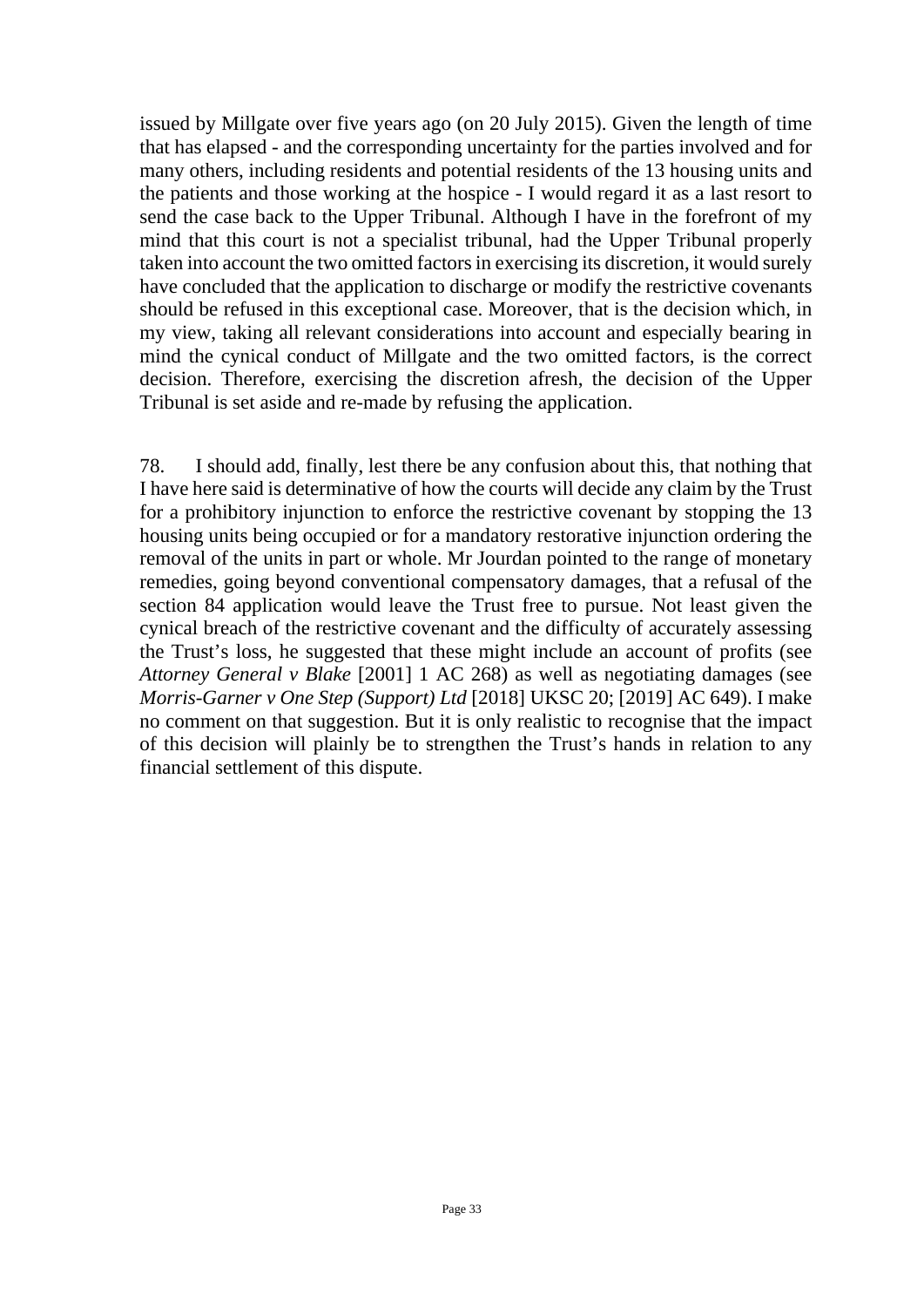issued by Millgate over five years ago (on 20 July 2015). Given the length of time that has elapsed - and the corresponding uncertainty for the parties involved and for many others, including residents and potential residents of the 13 housing units and the patients and those working at the hospice - I would regard it as a last resort to send the case back to the Upper Tribunal. Although I have in the forefront of my mind that this court is not a specialist tribunal, had the Upper Tribunal properly taken into account the two omitted factors in exercising its discretion, it would surely have concluded that the application to discharge or modify the restrictive covenants should be refused in this exceptional case. Moreover, that is the decision which, in my view, taking all relevant considerations into account and especially bearing in mind the cynical conduct of Millgate and the two omitted factors, is the correct decision. Therefore, exercising the discretion afresh, the decision of the Upper Tribunal is set aside and re-made by refusing the application.

78. I should add, finally, lest there be any confusion about this, that nothing that I have here said is determinative of how the courts will decide any claim by the Trust for a prohibitory injunction to enforce the restrictive covenant by stopping the 13 housing units being occupied or for a mandatory restorative injunction ordering the removal of the units in part or whole. Mr Jourdan pointed to the range of monetary remedies, going beyond conventional compensatory damages, that a refusal of the section 84 application would leave the Trust free to pursue. Not least given the cynical breach of the restrictive covenant and the difficulty of accurately assessing the Trust's loss, he suggested that these might include an account of profits (see *Attorney General v Blake* [2001] 1 AC 268) as well as negotiating damages (see *Morris-Garner v One Step (Support) Ltd* [2018] UKSC 20; [2019] AC 649). I make no comment on that suggestion. But it is only realistic to recognise that the impact of this decision will plainly be to strengthen the Trust's hands in relation to any financial settlement of this dispute.